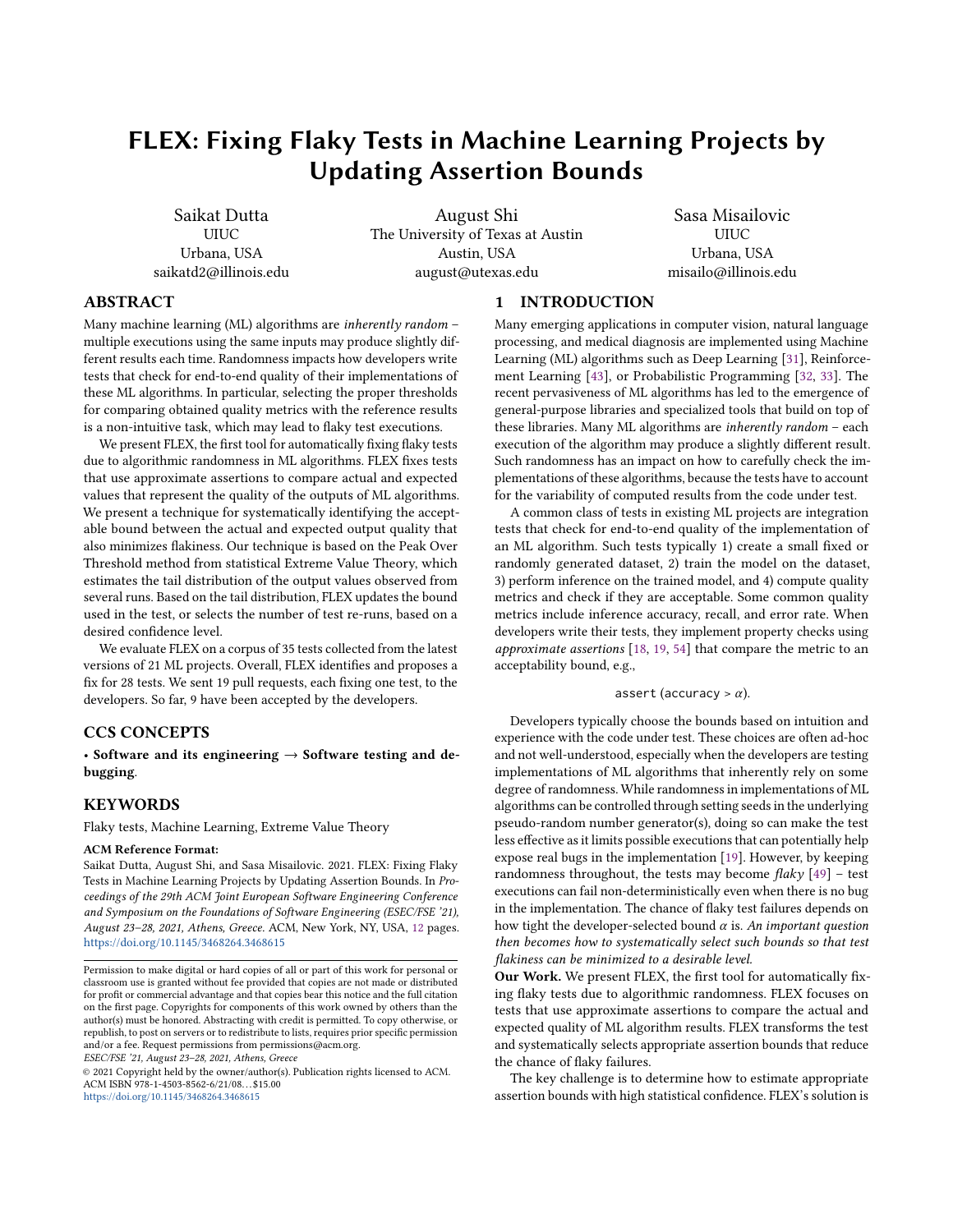# FLEX: Fixing Flaky Tests in Machine Learning Projects by Updating Assertion Bounds

Saikat Dutta
UIUC
Urbana, USA
saikatd2@illinois.edu

August Shi
The University of Texas at Austin
Austin, USA
august@utexas.edu

Sasa Misailovic
UIUC
Urbana, USA
misailo@illinois.edu

## ABSTRACT

Many machine learning (ML) algorithms are *inherently random* – multiple executions using the same inputs may produce slightly different results each time. Randomness impacts how developers write tests that check for end-to-end quality of their implementations of these ML algorithms. In particular, selecting the proper thresholds for comparing obtained quality metrics with the reference results is a non-intuitive task, which may lead to flaky test executions.

We present FLEX, the first tool for automatically fixing flaky tests due to algorithmic randomness in ML algorithms. FLEX fixes tests that use approximate assertions to compare actual and expected values that represent the quality of the outputs of ML algorithms. We present a technique for systematically identifying the acceptable bound between the actual and expected output quality that also minimizes flakiness. Our technique is based on the Peak Over Threshold method from statistical Extreme Value Theory, which estimates the tail distribution of the output values observed from several runs. Based on the tail distribution, FLEX updates the bound used in the test, or selects the number of test re-runs, based on a desired confidence level.

We evaluate FLEX on a corpus of 35 tests collected from the latest versions of 21 ML projects. Overall, FLEX identifies and proposes a fix for 28 tests. We sent 19 pull requests, each fixing one test, to the developers. So far, 9 have been accepted by the developers.

## CCS CONCEPTS

• **Software and its engineering** → **Software testing and debugging**.

## KEYWORDS

Flaky tests, Machine Learning, Extreme Value Theory

**ACM Reference Format:**
Saikat Dutta, August Shi, and Sasa Misailovic. 2021. FLEX: Fixing Flaky Tests in Machine Learning Projects by Updating Assertion Bounds. In *Proceedings of the 29th ACM Joint European Software Engineering Conference and Symposium on the Foundations of Software Engineering (ESEC/FSE '21), August 23–28, 2021, Athens, Greece.* ACM, New York, NY, USA, 12 pages. https://doi.org/10.1145/3468264.3468615

Permission to make digital or hard copies of all or part of this work for personal or classroom use is granted without fee provided that copies are not made or distributed for profit or commercial advantage and that copies bear this notice and the full citation on the first page. Copyrights for components of this work owned by others than the author(s) must be honored. Abstracting with credit is permitted. To copy otherwise, or republish, to post on servers or to redistribute to lists, requires prior specific permission and/or a fee. Request permissions from permissions@acm.org.
*ESEC/FSE '21, August 23–28, 2021, Athens, Greece*
© 2021 Copyright held by the owner/author(s). Publication rights licensed to ACM.
ACM ISBN 978-1-4503-8562-6/21/08...$15.00
https://doi.org/10.1145/3468264.3468615

## 1 INTRODUCTION

Many emerging applications in computer vision, natural language processing, and medical diagnosis are implemented using Machine Learning (ML) algorithms such as Deep Learning [31], Reinforcement Learning [43], or Probabilistic Programming [32, 33]. The recent pervasiveness of ML algorithms has led to the emergence of general-purpose libraries and specialized tools that build on top of these libraries. Many ML algorithms are *inherently random* – each execution of the algorithm may produce a slightly different result. Such randomness has an impact on how to carefully check the implementations of these algorithms, because the tests have to account for the variability of computed results from the code under test.

A common class of tests in existing ML projects are integration tests that check for end-to-end quality of the implementation of an ML algorithm. Such tests typically 1) create a small fixed or randomly generated dataset, 2) train the model on the dataset, 3) perform inference on the trained model, and 4) compute quality metrics and check if they are acceptable. Some common quality metrics include inference accuracy, recall, and error rate. When developers write their tests, they implement property checks using *approximate assertions* [18, 19, 54] that compare the metric to an acceptability bound, e.g.,

$$\texttt{assert (accuracy > } \alpha\texttt{)}.$$

Developers typically choose the bounds based on intuition and experience with the code under test. These choices are often ad-hoc and not well-understood, especially when the developers are testing implementations of ML algorithms that inherently rely on some degree of randomness. While randomness in implementations of ML algorithms can be controlled through setting seeds in the underlying pseudo-random number generator(s), doing so can make the test less effective as it limits possible executions that can potentially help expose real bugs in the implementation [19]. However, by keeping randomness throughout, the tests may become *flaky* [49] – test executions can fail non-deterministically even when there is no bug in the implementation. The chance of flaky test failures depends on how tight the developer-selected bound $\alpha$ is. *An important question then becomes how to systematically select such bounds so that test flakiness can be minimized to a desirable level.*

**Our Work.** We present FLEX, the first tool for automatically fixing flaky tests due to algorithmic randomness. FLEX focuses on tests that use approximate assertions to compare the actual and expected quality of ML algorithm results. FLEX transforms the test and systematically selects appropriate assertion bounds that reduce the chance of flaky failures.

The key challenge is to determine how to estimate appropriate assertion bounds with high statistical confidence. FLEX's solution is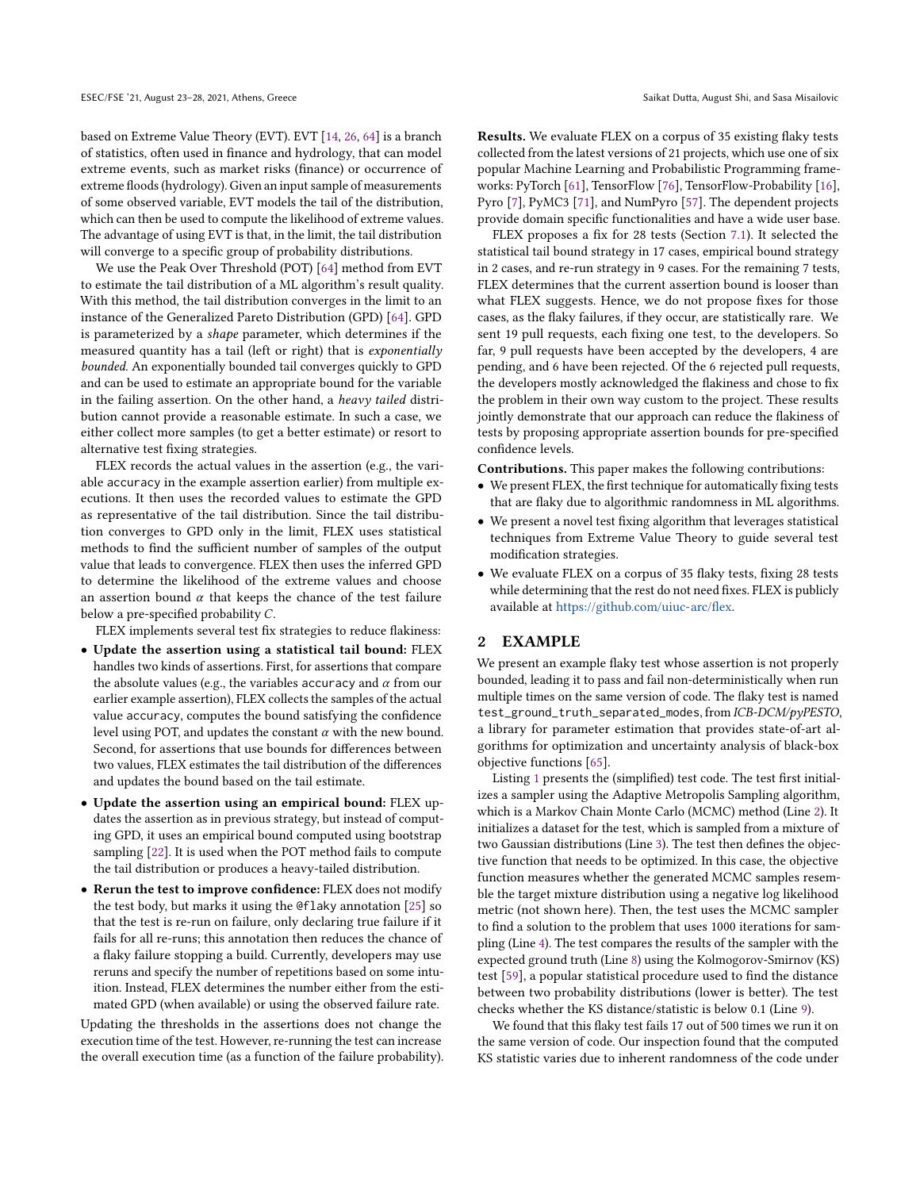based on Extreme Value Theory (EVT). EVT [14, 26, 64] is a branch of statistics, often used in finance and hydrology, that can model extreme events, such as market risks (finance) or occurrence of extreme floods (hydrology). Given an input sample of measurements of some observed variable, EVT models the tail of the distribution, which can then be used to compute the likelihood of extreme values. The advantage of using EVT is that, in the limit, the tail distribution will converge to a specific group of probability distributions.

We use the Peak Over Threshold (POT) [64] method from EVT to estimate the tail distribution of a ML algorithm's result quality. With this method, the tail distribution converges in the limit to an instance of the Generalized Pareto Distribution (GPD) [64]. GPD is parameterized by a *shape* parameter, which determines if the measured quantity has a tail (left or right) that is *exponentially bounded*. An exponentially bounded tail converges quickly to GPD and can be used to estimate an appropriate bound for the variable in the failing assertion. On the other hand, a *heavy tailed* distribution cannot provide a reasonable estimate. In such a case, we either collect more samples (to get a better estimate) or resort to alternative test fixing strategies.

FLEX records the actual values in the assertion (e.g., the variable `accuracy` in the example assertion earlier) from multiple executions. It then uses the recorded values to estimate the GPD as representative of the tail distribution. Since the tail distribution converges to GPD only in the limit, FLEX uses statistical methods to find the sufficient number of samples of the output value that leads to convergence. FLEX then uses the inferred GPD to determine the likelihood of the extreme values and choose an assertion bound $\alpha$ that keeps the chance of the test failure below a pre-specified probability $C$.

FLEX implements several test fix strategies to reduce flakiness:

- **Update the assertion using a statistical tail bound:** FLEX handles two kinds of assertions. First, for assertions that compare the absolute values (e.g., the variables `accuracy` and $\alpha$ from our earlier example assertion), FLEX collects the samples of the actual value `accuracy`, computes the bound satisfying the confidence level using POT, and updates the constant $\alpha$ with the new bound. Second, for assertions that use bounds for differences between two values, FLEX estimates the tail distribution of the differences and updates the bound based on the tail estimate.
- **Update the assertion using an empirical bound:** FLEX updates the assertion as in previous strategy, but instead of computing GPD, it uses an empirical bound computed using bootstrap sampling [22]. It is used when the POT method fails to compute the tail distribution or produces a heavy-tailed distribution.
- **Rerun the test to improve confidence:** FLEX does not modify the test body, but marks it using the `@flaky` annotation [25] so that the test is re-run on failure, only declaring true failure if it fails for all re-runs; this annotation then reduces the chance of a flaky failure stopping a build. Currently, developers may use reruns and specify the number of repetitions based on some intuition. Instead, FLEX determines the number either from the estimated GPD (when available) or using the observed failure rate.

Updating the thresholds in the assertions does not change the execution time of the test. However, re-running the test can increase the overall execution time (as a function of the failure probability).

**Results.** We evaluate FLEX on a corpus of 35 existing flaky tests collected from the latest versions of 21 projects, which use one of six popular Machine Learning and Probabilistic Programming frameworks: PyTorch [61], TensorFlow [76], TensorFlow-Probability [16], Pyro [7], PyMC3 [71], and NumPyro [57]. The dependent projects provide domain specific functionalities and have a wide user base.

FLEX proposes a fix for 28 tests (Section 7.1). It selected the statistical tail bound strategy in 17 cases, empirical bound strategy in 2 cases, and re-run strategy in 9 cases. For the remaining 7 tests, FLEX determines that the current assertion bound is looser than what FLEX suggests. Hence, we do not propose fixes for those cases, as the flaky failures, if they occur, are statistically rare. We sent 19 pull requests, each fixing one test, to the developers. So far, 9 pull requests have been accepted by the developers, 4 are pending, and 6 have been rejected. Of the 6 rejected pull requests, the developers mostly acknowledged the flakiness and chose to fix the problem in their own way custom to the project. These results jointly demonstrate that our approach can reduce the flakiness of tests by proposing appropriate assertion bounds for pre-specified confidence levels.

**Contributions.** This paper makes the following contributions:

- We present FLEX, the first technique for automatically fixing tests that are flaky due to algorithmic randomness in ML algorithms.
- We present a novel test fixing algorithm that leverages statistical techniques from Extreme Value Theory to guide several test modification strategies.
- We evaluate FLEX on a corpus of 35 flaky tests, fixing 28 tests while determining that the rest do not need fixes. FLEX is publicly available at https://github.com/uiuc-arc/flex.

## 2 EXAMPLE

We present an example flaky test whose assertion is not properly bounded, leading it to pass and fail non-deterministically when run multiple times on the same version of code. The flaky test is named `test_ground_truth_separated_modes`, from *ICB-DCM/pyPESTO*, a library for parameter estimation that provides state-of-art algorithms for optimization and uncertainty analysis of black-box objective functions [65].

Listing 1 presents the (simplified) test code. The test first initializes a sampler using the Adaptive Metropolis Sampling algorithm, which is a Markov Chain Monte Carlo (MCMC) method (Line 2). It initializes a dataset for the test, which is sampled from a mixture of two Gaussian distributions (Line 3). The test then defines the objective function that needs to be optimized. In this case, the objective function measures whether the generated MCMC samples resemble the target mixture distribution using a negative log likelihood metric (not shown here). Then, the test uses the MCMC sampler to find a solution to the problem that uses 1000 iterations for sampling (Line 4). The test compares the results of the sampler with the expected ground truth (Line 8) using the Kolmogorov-Smirnov (KS) test [59], a popular statistical procedure used to find the distance between two probability distributions (lower is better). The test checks whether the KS distance/statistic is below 0.1 (Line 9).

We found that this flaky test fails 17 out of 500 times we run it on the same version of code. Our inspection found that the computed KS statistic varies due to inherent randomness of the code under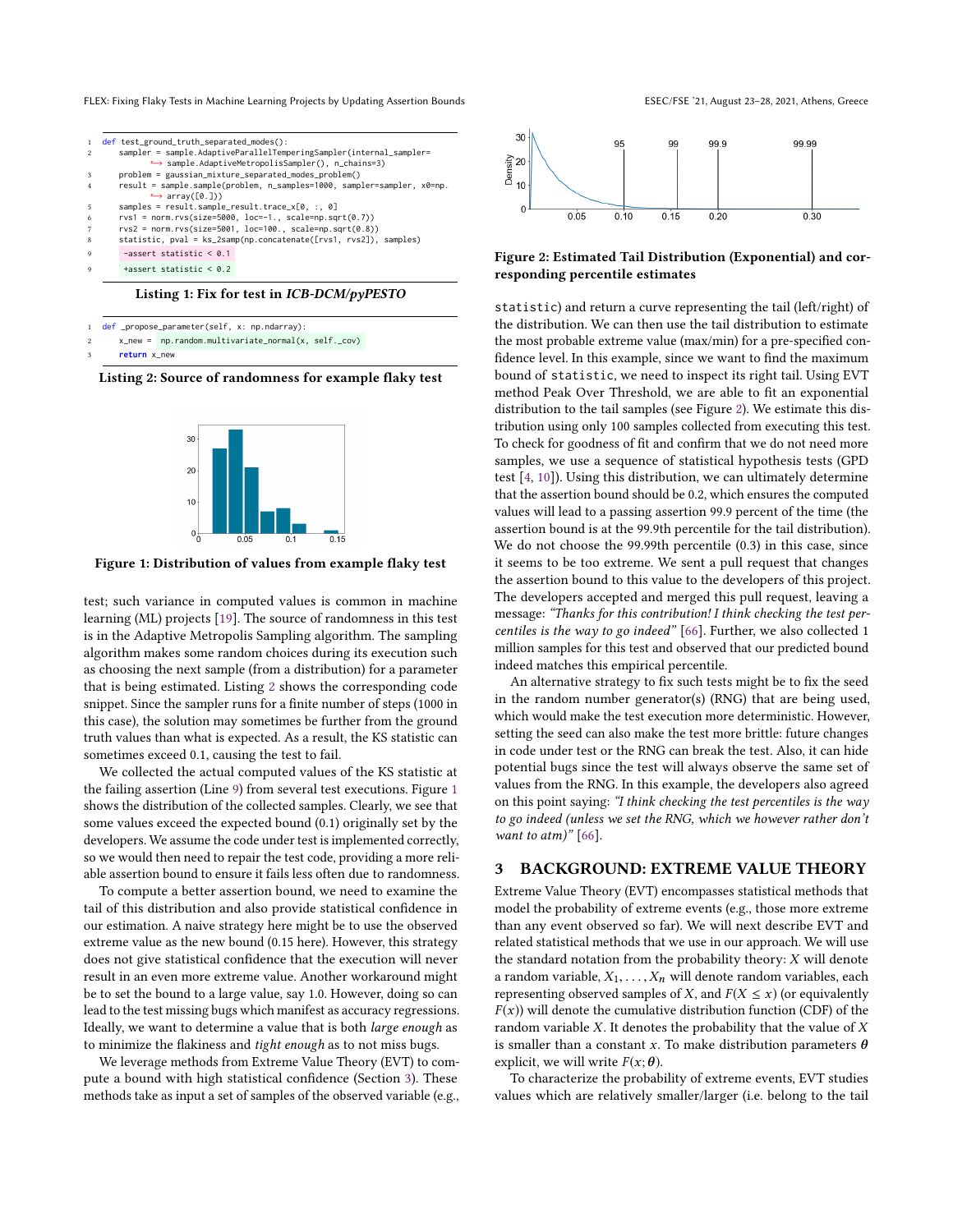```
1  def test_ground_truth_separated_modes():
2      sampler = sample.AdaptiveParallelTemperingSampler(internal_sampler=
           ↪ sample.AdaptiveMetropolisSampler(), n_chains=3)
3      problem = gaussian_mixture_separated_modes_problem()
4      result = sample.sample(problem, n_samples=1000, sampler=sampler, x0=np.
           ↪ array([0.]))
5      samples = result.sample_result.trace_x[0, :, 0]
6      rvs1 = norm.rvs(size=5000, loc=-1., scale=np.sqrt(0.7))
7      rvs2 = norm.rvs(size=5001, loc=100., scale=np.sqrt(0.8))
8      statistic, pval = ks_2samp(np.concatenate([rvs1, rvs2]), samples)
9  -   assert statistic < 0.1
9  +   assert statistic < 0.2
```

**Listing 1: Fix for test in *ICB-DCM/pyPESTO***

```
1  def _propose_parameter(self, x: np.ndarray):
2      x_new = np.random.multivariate_normal(x, self._cov)
3      return x_new
```

**Listing 2: Source of randomness for example flaky test**

**Figure 1: Distribution of values from example flaky test**

test; such variance in computed values is common in machine learning (ML) projects [19]. The source of randomness in this test is in the Adaptive Metropolis Sampling algorithm. The sampling algorithm makes some random choices during its execution such as choosing the next sample (from a distribution) for a parameter that is being estimated. Listing 2 shows the corresponding code snippet. Since the sampler runs for a finite number of steps (1000 in this case), the solution may sometimes be further from the ground truth values than what is expected. As a result, the KS statistic can sometimes exceed 0.1, causing the test to fail.

We collected the actual computed values of the KS statistic at the failing assertion (Line 9) from several test executions. Figure 1 shows the distribution of the collected samples. Clearly, we see that some values exceed the expected bound (0.1) originally set by the developers. We assume the code under test is implemented correctly, so we would then need to repair the test code, providing a more reliable assertion bound to ensure it fails less often due to randomness.

To compute a better assertion bound, we need to examine the tail of this distribution and also provide statistical confidence in our estimation. A naive strategy here might be to use the observed extreme value as the new bound (0.15 here). However, this strategy does not give statistical confidence that the execution will never result in an even more extreme value. Another workaround might be to set the bound to a large value, say 1.0. However, doing so can lead to the test missing bugs which manifest as accuracy regressions. Ideally, we want to determine a value that is both *large enough* as to minimize the flakiness and *tight enough* as to not miss bugs.

We leverage methods from Extreme Value Theory (EVT) to compute a bound with high statistical confidence (Section 3). These methods take as input a set of samples of the observed variable (e.g., `statistic`) and return a curve representing the tail (left/right) of the distribution. We can then use the tail distribution to estimate the most probable extreme value (max/min) for a pre-specified confidence level. In this example, since we want to find the maximum bound of `statistic`, we need to inspect its right tail. Using EVT method Peak Over Threshold, we are able to fit an exponential distribution to the tail samples (see Figure 2). We estimate this distribution using only 100 samples collected from executing this test. To check for goodness of fit and confirm that we do not need more samples, we use a sequence of statistical hypothesis tests (GPD test [4, 10]). Using this distribution, we can ultimately determine that the assertion bound should be 0.2, which ensures the computed values will lead to a passing assertion 99.9 percent of the time (the assertion bound is at the 99.9th percentile for the tail distribution). We do not choose the 99.99th percentile (0.3) in this case, since it seems to be too extreme. We sent a pull request that changes the assertion bound to this value to the developers of this project. The developers accepted and merged this pull request, leaving a message: *"Thanks for this contribution! I think checking the test percentiles is the way to go indeed"* [66]. Further, we also collected 1 million samples for this test and observed that our predicted bound indeed matches this empirical percentile.

**Figure 2: Estimated Tail Distribution (Exponential) and corresponding percentile estimates**

An alternative strategy to fix such tests might be to fix the seed in the random number generator(s) (RNG) that are being used, which would make the test execution more deterministic. However, setting the seed can also make the test more brittle: future changes in code under test or the RNG can break the test. Also, it can hide potential bugs since the test will always observe the same set of values from the RNG. In this example, the developers also agreed on this point saying: *"I think checking the test percentiles is the way to go indeed (unless we set the RNG, which we however rather don't want to atm)"* [66].

## 3 BACKGROUND: EXTREME VALUE THEORY

Extreme Value Theory (EVT) encompasses statistical methods that model the probability of extreme events (e.g., those more extreme than any event observed so far). We will next describe EVT and related statistical methods that we use in our approach. We will use the standard notation from the probability theory: $X$ will denote a random variable, $X_1, \ldots, X_n$ will denote random variables, each representing observed samples of $X$, and $F(X \leq x)$ (or equivalently $F(x)$) will denote the cumulative distribution function (CDF) of the random variable $X$. It denotes the probability that the value of $X$ is smaller than a constant $x$. To make distribution parameters $\boldsymbol{\theta}$ explicit, we will write $F(x; \boldsymbol{\theta})$.

To characterize the probability of extreme events, EVT studies values which are relatively smaller/larger (i.e. belong to the tail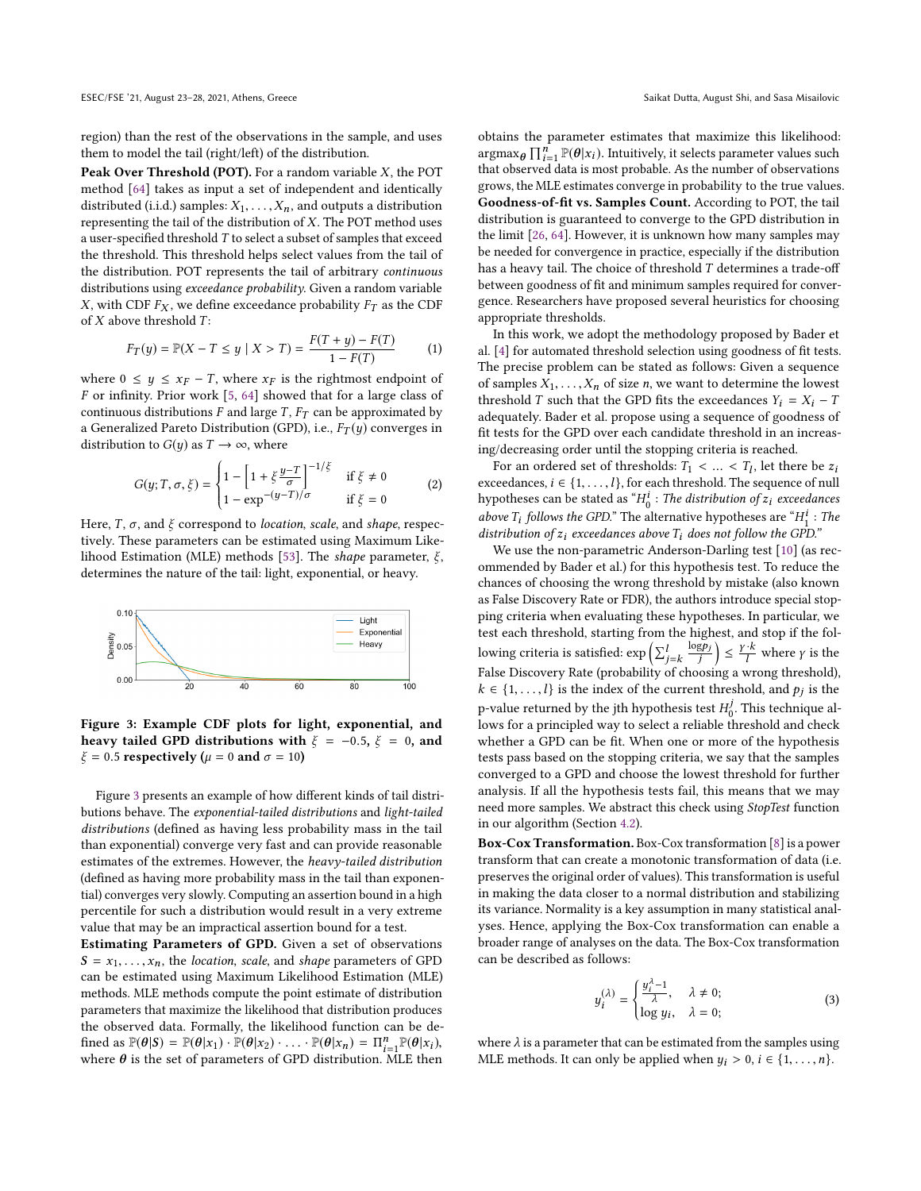region) than the rest of the observations in the sample, and uses them to model the tail (right/left) of the distribution.

**Peak Over Threshold (POT).** For a random variable $X$, the POT method [64] takes as input a set of independent and identically distributed (i.i.d.) samples: $X_1, \ldots, X_n$, and outputs a distribution representing the tail of the distribution of $X$. The POT method uses a user-specified threshold $T$ to select a subset of samples that exceed the threshold. This threshold helps select values from the tail of the distribution. POT represents the tail of arbitrary *continuous* distributions using *exceedance probability*. Given a random variable $X$, with CDF $F_X$, we define exceedance probability $F_T$ as the CDF of $X$ above threshold $T$:

$$F_T(y) = \mathbb{P}(X - T \leq y \mid X > T) = \frac{F(T+y) - F(T)}{1 - F(T)} \tag{1}$$

where $0 \leq y \leq x_F - T$, where $x_F$ is the rightmost endpoint of $F$ or infinity. Prior work [5, 64] showed that for a large class of continuous distributions $F$ and large $T$, $F_T$ can be approximated by a Generalized Pareto Distribution (GPD), i.e., $F_T(y)$ converges in distribution to $G(y)$ as $T \to \infty$, where

$$G(y; T, \sigma, \xi) = \begin{cases} 1 - \left[1 + \xi \frac{y-T}{\sigma}\right]^{-1/\xi} & \text{if } \xi \neq 0 \\ 1 - \exp^{-(y-T)/\sigma} & \text{if } \xi = 0 \end{cases} \tag{2}$$

Here, $T$, $\sigma$, and $\xi$ correspond to *location*, *scale*, and *shape*, respectively. These parameters can be estimated using Maximum Likelihood Estimation (MLE) methods [53]. The *shape* parameter, $\xi$, determines the nature of the tail: light, exponential, or heavy.

**Figure 3: Example CDF plots for light, exponential, and heavy tailed GPD distributions with $\xi = -0.5$, $\xi = 0$, and $\xi = 0.5$ respectively ($\mu = 0$ and $\sigma = 10$)**

Figure 3 presents an example of how different kinds of tail distributions behave. The *exponential-tailed distributions* and *light-tailed distributions* (defined as having less probability mass in the tail than exponential) converge very fast and can provide reasonable estimates of the extremes. However, the *heavy-tailed distribution* (defined as having more probability mass in the tail than exponential) converges very slowly. Computing an assertion bound in a high percentile for such a distribution would result in a very extreme value that may be an impractical assertion bound for a test.

**Estimating Parameters of GPD.** Given a set of observations $\boldsymbol{S} = x_1, \ldots, x_n$, the *location*, *scale*, and *shape* parameters of GPD can be estimated using Maximum Likelihood Estimation (MLE) methods. MLE methods compute the point estimate of distribution parameters that maximize the likelihood that distribution produces the observed data. Formally, the likelihood function can be defined as $\mathbb{P}(\boldsymbol{\theta}|\boldsymbol{S}) = \mathbb{P}(\boldsymbol{\theta}|x_1) \cdot \mathbb{P}(\boldsymbol{\theta}|x_2) \cdot \ldots \cdot \mathbb{P}(\boldsymbol{\theta}|x_n) = \Pi_{i=1}^{n} \mathbb{P}(\boldsymbol{\theta}|x_i)$, where $\boldsymbol{\theta}$ is the set of parameters of GPD distribution. MLE then obtains the parameter estimates that maximize this likelihood: $\text{argmax}_{\boldsymbol{\theta}} \prod_{i=1}^{n} \mathbb{P}(\boldsymbol{\theta}|x_i)$. Intuitively, it selects parameter values such that observed data is most probable. As the number of observations grows, the MLE estimates converge in probability to the true values.

**Goodness-of-fit vs. Samples Count.** According to POT, the tail distribution is guaranteed to converge to the GPD distribution in the limit [26, 64]. However, it is unknown how many samples may be needed for convergence in practice, especially if the distribution has a heavy tail. The choice of threshold $T$ determines a trade-off between goodness of fit and minimum samples required for convergence. Researchers have proposed several heuristics for choosing appropriate thresholds.

In this work, we adopt the methodology proposed by Bader et al. [4] for automated threshold selection using goodness of fit tests. The precise problem can be stated as follows: Given a sequence of samples $X_1, \ldots, X_n$ of size $n$, we want to determine the lowest threshold $T$ such that the GPD fits the exceedances $Y_i = X_i - T$ adequately. Bader et al. propose using a sequence of goodness of fit tests for the GPD over each candidate threshold in an increasing/decreasing order until the stopping criteria is reached.

For an ordered set of thresholds: $T_1 < \ldots < T_l$, let there be $z_i$ exceedances, $i \in \{1, \ldots, l\}$, for each threshold. The sequence of null hypotheses can be stated as "$H_0^i$ : *The distribution of $z_i$ exceedances above $T_i$ follows the GPD.*" The alternative hypotheses are "$H_1^i$ : *The distribution of $z_i$ exceedances above $T_i$ does not follow the GPD.*"

We use the non-parametric Anderson-Darling test [10] (as recommended by Bader et al.) for this hypothesis test. To reduce the chances of choosing the wrong threshold by mistake (also known as False Discovery Rate or FDR), the authors introduce special stopping criteria when evaluating these hypotheses. In particular, we test each threshold, starting from the highest, and stop if the following criteria is satisfied: $\exp\left(\sum_{j=k}^{l} \frac{\log p_j}{j}\right) \leq \frac{\gamma \cdot k}{l}$ where $\gamma$ is the False Discovery Rate (probability of choosing a wrong threshold), $k \in \{1, \ldots, l\}$ is the index of the current threshold, and $p_j$ is the p-value returned by the jth hypothesis test $H_0^j$. This technique allows for a principled way to select a reliable threshold and check whether a GPD can be fit. When one or more of the hypothesis tests pass based on the stopping criteria, we say that the samples converged to a GPD and choose the lowest threshold for further analysis. If all the hypothesis tests fail, this means that we may need more samples. We abstract this check using *StopTest* function in our algorithm (Section 4.2).

**Box-Cox Transformation.** Box-Cox transformation [8] is a power transform that can create a monotonic transformation of data (i.e. preserves the original order of values). This transformation is useful in making the data closer to a normal distribution and stabilizing its variance. Normality is a key assumption in many statistical analyses. Hence, applying the Box-Cox transformation can enable a broader range of analyses on the data. The Box-Cox transformation can be described as follows:

$$y_i^{(\lambda)} = \begin{cases} \frac{y_i^{\lambda} - 1}{\lambda}, & \lambda \neq 0; \\ \log y_i, & \lambda = 0; \end{cases} \tag{3}$$

where $\lambda$ is a parameter that can be estimated from the samples using MLE methods. It can only be applied when $y_i > 0, i \in \{1, \ldots, n\}$.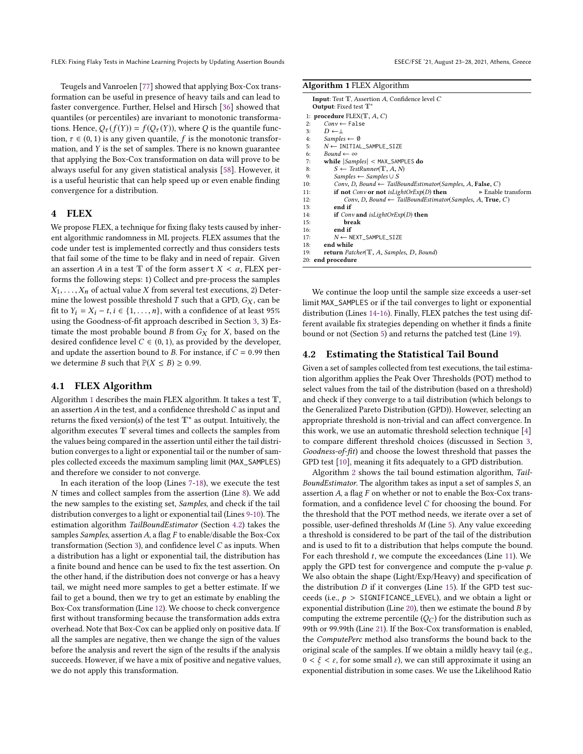Teugels and Vanroelen [77] showed that applying Box-Cox transformation can be useful in presence of heavy tails and can lead to faster convergence. Further, Helsel and Hirsch [36] showed that quantiles (or percentiles) are invariant to monotonic transformations. Hence, $Q_\tau(f(Y)) = f(Q_\tau(Y))$, where $Q$ is the quantile function, $\tau \in (0,1)$ is any given quantile, $f$ is the monotonic transformation, and $Y$ is the set of samples. There is no known guarantee that applying the Box-Cox transformation on data will prove to be always useful for any given statistical analysis [58]. However, it is a useful heuristic that can help speed up or even enable finding convergence for a distribution.

## 4 FLEX

We propose FLEX, a technique for fixing flaky tests caused by inherent algorithmic randomness in ML projects. FLEX assumes that the code under test is implemented correctly and thus considers tests that fail some of the time to be flaky and in need of repair. Given an assertion $A$ in a test $\mathbb{T}$ of the form `assert` $X < \alpha$, FLEX performs the following steps: 1) Collect and pre-process the samples $X_1, \ldots, X_n$ of actual value $X$ from several test executions, 2) Determine the lowest possible threshold $T$ such that a GPD, $G_X$, can be fit to $Y_i = X_i - t, i \in \{1, \ldots, n\}$, with a confidence of at least 95% using the Goodness-of-fit approach described in Section 3, 3) Estimate the most probable bound $B$ from $G_X$ for $X$, based on the desired confidence level $C \in (0,1)$, as provided by the developer, and update the assertion bound to $B$. For instance, if $C = 0.99$ then we determine $B$ such that $\mathbb{P}(X \leq B) \geq 0.99$.

### 4.1 FLEX Algorithm

Algorithm 1 describes the main FLEX algorithm. It takes a test $\mathbb{T}$, an assertion $A$ in the test, and a confidence threshold $C$ as input and returns the fixed version(s) of the test $\mathbb{T}^*$ as output. Intuitively, the algorithm executes $\mathbb{T}$ several times and collects the samples from the values being compared in the assertion until either the tail distribution converges to a light or exponential tail or the number of samples collected exceeds the maximum sampling limit (MAX_SAMPLES) and therefore we consider to not converge.

In each iteration of the loop (Lines 7-18), we execute the test $N$ times and collect samples from the assertion (Line 8). We add the new samples to the existing set, *Samples*, and check if the tail distribution converges to a light or exponential tail (Lines 9-10). The estimation algorithm *TailBoundEstimator* (Section 4.2) takes the samples *Samples*, assertion $A$, a flag $F$ to enable/disable the Box-Cox transformation (Section 3), and confidence level $C$ as inputs. When a distribution has a light or exponential tail, the distribution has a finite bound and hence can be used to fix the test assertion. On the other hand, if the distribution does not converge or has a heavy tail, we might need more samples to get a better estimate. If we fail to get a bound, then we try to get an estimate by enabling the Box-Cox transformation (Line 12). We choose to check convergence first without transforming because the transformation adds extra overhead. Note that Box-Cox can be applied only on positive data. If all the samples are negative, then we change the sign of the values before the analysis and revert the sign of the results if the analysis succeeds. However, if we have a mix of positive and negative values, we do not apply this transformation.

**Algorithm 1** FLEX Algorithm

```
Input: Test 𝕋, Assertion A, Confidence level C
Output: Fixed test 𝕋*
 1: procedure FLEX(𝕋, A, C)
 2:     Conv ← False
 3:     D ← ⊥
 4:     Samples ← ∅
 5:     N ← INITIAL_SAMPLE_SIZE
 6:     Bound ← ∞
 7:     while |Samples| < MAX_SAMPLES do
 8:         S ← TestRunner(𝕋, A, N)
 9:         Samples ← Samples ∪ S
10:         Conv, D, Bound ← TailBoundEstimator(Samples, A, False, C)
11:         if not Conv or not isLightOrExp(D) then          ▷ Enable transform
12:             Conv, D, Bound ← TailBoundEstimator(Samples, A, True, C)
13:         end if
14:         if Conv and isLightOrExp(D) then
15:             break
16:         end if
17:         N ← NEXT_SAMPLE_SIZE
18:     end while
19:     return Patcher(𝕋, A, Samples, D, Bound)
20: end procedure
```

We continue the loop until the sample size exceeds a user-set limit MAX_SAMPLES or if the tail converges to light or exponential distribution (Lines 14-16). Finally, FLEX patches the test using different available fix strategies depending on whether it finds a finite bound or not (Section 5) and returns the patched test (Line 19).

### 4.2 Estimating the Statistical Tail Bound

Given a set of samples collected from test executions, the tail estimation algorithm applies the Peak Over Thresholds (POT) method to select values from the tail of the distribution (based on a threshold) and check if they converge to a tail distribution (which belongs to the Generalized Pareto Distribution (GPD)). However, selecting an appropriate threshold is non-trivial and can affect convergence. In this work, we use an automatic threshold selection technique [4] to compare different threshold choices (discussed in Section 3, *Goodness-of-fit*) and choose the lowest threshold that passes the GPD test [10], meaning it fits adequately to a GPD distribution.

Algorithm 2 shows the tail bound estimation algorithm, *TailBoundEstimator*. The algorithm takes as input a set of samples $S$, an assertion $A$, a flag $F$ on whether or not to enable the Box-Cox transformation, and a confidence level $C$ for choosing the bound. For the threshold that the POT method needs, we iterate over a set of possible, user-defined thresholds $M$ (Line 5). Any value exceeding a threshold is considered to be part of the tail of the distribution and is used to fit to a distribution that helps compute the bound. For each threshold $t$, we compute the exceedances (Line 11). We apply the GPD test for convergence and compute the p-value $p$. We also obtain the shape (Light/Exp/Heavy) and specification of the distribution $D$ if it converges (Line 15). If the GPD test succeeds (i.e., $p >$ SIGNIFICANCE_LEVEL), and we obtain a light or exponential distribution (Line 20), then we estimate the bound $B$ by computing the extreme percentile ($Q_C$) for the distribution such as 99th or 99.99th (Line 21). If the Box-Cox transformation is enabled, the *ComputePerc* method also transforms the bound back to the original scale of the samples. If we obtain a mildly heavy tail (e.g., $0 < \xi < \varepsilon$, for some small $\varepsilon$), we can still approximate it using an exponential distribution in some cases. We use the Likelihood Ratio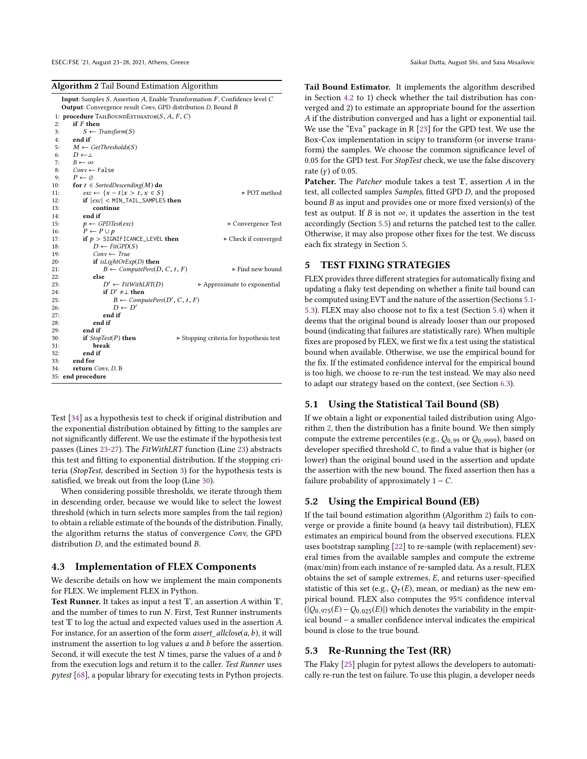**Algorithm 2** Tail Bound Estimation Algorithm

```
Input: Samples S, Assertion A, Enable Transformation F, Confidence level C
Output: Convergence result Conv, GPD distribution D, Bound B
 1: procedure TailBoundEstimator(S, A, F, C)
 2:     if F then
 3:         S ← Transform(S)
 4:     end if
 5:     M ← GetThresholds(S)
 6:     D ← ⊥
 7:     B ← ∞
 8:     Conv ← False
 9:     P ← ∅
10:     for t ∈ SortedDescending(M) do
11:         exc ← {x − t | x > t, x ∈ S}                    ▷ POT method
12:         if |exc| < MIN_TAIL_SAMPLES then
13:             continue
14:         end if
15:         p ← GPDTest(exc)                                ▷ Convergence Test
16:         P ← P ∪ p
17:         if p > SIGNIFICANCE_LEVEL then                  ▷ Check if converged
18:             D ← FitGPD(S)
19:             Conv ← True
20:             if isLightOrExp(D) then
21:                 B ← ComputePerc(D, C, t, F)             ▷ Find new bound
22:             else
23:                 D′ ← FitWithLRT(D)                      ▷ Approximate to exponential
24:                 if D′ ≠⊥ then
25:                     B ← ComputePerc(D′, C, t, F)
26:                     D ← D′
27:                 end if
28:             end if
29:         end if
30:         if StopTest(P) then                             ▷ Stopping criteria for hypothesis test
31:             break
32:         end if
33:     end for
34:     return Conv, D, B
35: end procedure
```

Test [34] as a hypothesis test to check if original distribution and the exponential distribution obtained by fitting to the samples are not significantly different. We use the estimate if the hypothesis test passes (Lines 23-27). The *FitWithLRT* function (Line 23) abstracts this test and fitting to exponential distribution. If the stopping criteria (*StopTest*, described in Section 3) for the hypothesis tests is satisfied, we break out from the loop (Line 30).

When considering possible thresholds, we iterate through them in descending order, because we would like to select the lowest threshold (which in turn selects more samples from the tail region) to obtain a reliable estimate of the bounds of the distribution. Finally, the algorithm returns the status of convergence *Conv*, the GPD distribution *D*, and the estimated bound *B*.

### 4.3 Implementation of FLEX Components

We describe details on how we implement the main components for FLEX. We implement FLEX in Python.

**Test Runner.** It takes as input a test $\mathbb{T}$, an assertion $A$ within $\mathbb{T}$, and the number of times to run $N$. First, Test Runner instruments test $\mathbb{T}$ to log the actual and expected values used in the assertion $A$. For instance, for an assertion of the form *assert_allclose*$(a, b)$, it will instrument the assertion to log values $a$ and $b$ before the assertion. Second, it will execute the test $N$ times, parse the values of $a$ and $b$ from the execution logs and return it to the caller. *Test Runner* uses *pytest* [68], a popular library for executing tests in Python projects.

**Tail Bound Estimator.** It implements the algorithm described in Section 4.2 to 1) check whether the tail distribution has converged and 2) to estimate an appropriate bound for the assertion $A$ if the distribution converged and has a light or exponential tail. We use the "Eva" package in R [23] for the GPD test. We use the Box-Cox implementation in scipy to transform (or inverse transform) the samples. We choose the common significance level of 0.05 for the GPD test. For *StopTest* check, we use the false discovery rate ($\gamma$) of 0.05.

**Patcher.** The *Patcher* module takes a test $\mathbb{T}$, assertion $A$ in the test, all collected samples *Samples*, fitted GPD $D$, and the proposed bound $B$ as input and provides one or more fixed version(s) of the test as output. If $B$ is not $\infty$, it updates the assertion in the test accordingly (Section 5.5) and returns the patched test to the caller. Otherwise, it may also propose other fixes for the test. We discuss each fix strategy in Section 5.

## 5 TEST FIXING STRATEGIES

FLEX provides three different strategies for automatically fixing and updating a flaky test depending on whether a finite tail bound can be computed using EVT and the nature of the assertion (Sections 5.1-5.3). FLEX may also choose not to fix a test (Section 5.4) when it deems that the original bound is already looser than our proposed bound (indicating that failures are statistically rare). When multiple fixes are proposed by FLEX, we first we fix a test using the statistical bound when available. Otherwise, we use the empirical bound for the fix. If the estimated confidence interval for the empirical bound is too high, we choose to re-run the test instead. We may also need to adapt our strategy based on the context, (see Section 6.3).

### 5.1 Using the Statistical Tail Bound (SB)

If we obtain a light or exponential tailed distribution using Algorithm 2, then the distribution has a finite bound. We then simply compute the extreme percentiles (e.g., $Q_{0.99}$ or $Q_{0.9999}$), based on developer specified threshold $C$, to find a value that is higher (or lower) than the original bound used in the assertion and update the assertion with the new bound. The fixed assertion then has a failure probability of approximately $1 - C$.

### 5.2 Using the Empirical Bound (EB)

If the tail bound estimation algorithm (Algorithm 2) fails to converge or provide a finite bound (a heavy tail distribution), FLEX estimates an empirical bound from the observed executions. FLEX uses bootstrap sampling [22] to re-sample (with replacement) several times from the available samples and compute the extreme (max/min) from each instance of re-sampled data. As a result, FLEX obtains the set of sample extremes, $E$, and returns user-specified statistic of this set (e.g., $Q_\tau(E)$, mean, or median) as the new empirical bound. FLEX also computes the 95% confidence interval ($|Q_{0.975}(E) - Q_{0.025}(E)|$) which denotes the variability in the empirical bound – a smaller confidence interval indicates the empirical bound is close to the true bound.

### 5.3 Re-Running the Test (RR)

The Flaky [25] plugin for pytest allows the developers to automatically re-run the test on failure. To use this plugin, a developer needs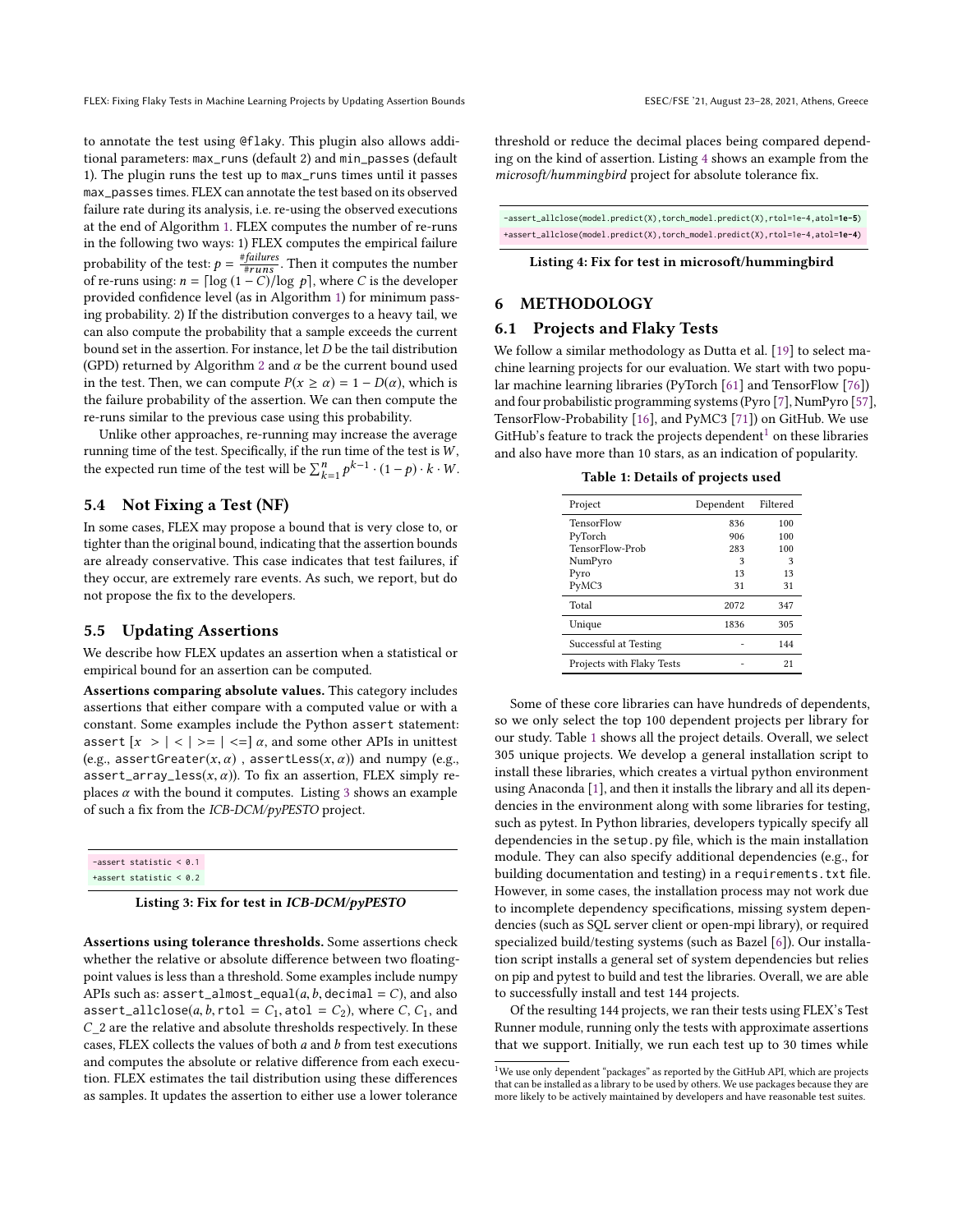to annotate the test using @flaky. This plugin also allows additional parameters: max_runs (default 2) and min_passes (default 1). The plugin runs the test up to max_runs times until it passes max_passes times. FLEX can annotate the test based on its observed failure rate during its analysis, i.e. re-using the observed executions at the end of Algorithm 1. FLEX computes the number of re-runs in the following two ways: 1) FLEX computes the empirical failure probability of the test: $p = \frac{\#failures}{\#runs}$. Then it computes the number of re-runs using: $n = \lceil \log{(1-C)}/\log{p} \rceil$, where $C$ is the developer provided confidence level (as in Algorithm 1) for minimum passing probability. 2) If the distribution converges to a heavy tail, we can also compute the probability that a sample exceeds the current bound set in the assertion. For instance, let $D$ be the tail distribution (GPD) returned by Algorithm 2 and $\alpha$ be the current bound used in the test. Then, we can compute $P(x \geq \alpha) = 1 - D(\alpha)$, which is the failure probability of the assertion. We can then compute the re-runs similar to the previous case using this probability.

Unlike other approaches, re-running may increase the average running time of the test. Specifically, if the run time of the test is $W$, the expected run time of the test will be $\sum_{k=1}^{n} p^{k-1} \cdot (1-p) \cdot k \cdot W$.

## 5.4 Not Fixing a Test (NF)

In some cases, FLEX may propose a bound that is very close to, or tighter than the original bound, indicating that the assertion bounds are already conservative. This case indicates that test failures, if they occur, are extremely rare events. As such, we report, but do not propose the fix to the developers.

## 5.5 Updating Assertions

We describe how FLEX updates an assertion when a statistical or empirical bound for an assertion can be computed.

**Assertions comparing absolute values.** This category includes assertions that either compare with a computed value or with a constant. Some examples include the Python assert statement: assert $[x\ > | < | >= | <=]\ \alpha$, and some other APIs in unittest (e.g., assertGreater($x, \alpha$) , assertLess($x, \alpha$)) and numpy (e.g., assert_array_less($x, \alpha$)). To fix an assertion, FLEX simply replaces $\alpha$ with the bound it computes. Listing 3 shows an example of such a fix from the *ICB-DCM/pyPESTO* project.

```
-assert statistic < 0.1
+assert statistic < 0.2
```

**Listing 3: Fix for test in *ICB-DCM/pyPESTO***

**Assertions using tolerance thresholds.** Some assertions check whether the relative or absolute difference between two floating-point values is less than a threshold. Some examples include numpy APIs such as: assert_almost_equal($a, b$, decimal $= C$), and also assert_allclose($a, b$, rtol $= C_1$, atol $= C_2$), where $C$, $C_1$, and $C\_2$ are the relative and absolute thresholds respectively. In these cases, FLEX collects the values of both $a$ and $b$ from test executions and computes the absolute or relative difference from each execution. FLEX estimates the tail distribution using these differences as samples. It updates the assertion to either use a lower tolerance threshold or reduce the decimal places being compared depending on the kind of assertion. Listing 4 shows an example from the *microsoft/hummingbird* project for absolute tolerance fix.

```
-assert_allclose(model.predict(X),torch_model.predict(X),rtol=1e-4,atol=1e-5)
+assert_allclose(model.predict(X),torch_model.predict(X),rtol=1e-4,atol=1e-4)
```

**Listing 4: Fix for test in microsoft/hummingbird**

# 6 METHODOLOGY

## 6.1 Projects and Flaky Tests

We follow a similar methodology as Dutta et al. [19] to select machine learning projects for our evaluation. We start with two popular machine learning libraries (PyTorch [61] and TensorFlow [76]) and four probabilistic programming systems (Pyro [7], NumPyro [57], TensorFlow-Probability [16], and PyMC3 [71]) on GitHub. We use GitHub's feature to track the projects dependent[1] on these libraries and also have more than 10 stars, as an indication of popularity.

**Table 1: Details of projects used**

| Project | Dependent | Filtered |
|---|---|---|
| TensorFlow | 836 | 100 |
| PyTorch | 906 | 100 |
| TensorFlow-Prob | 283 | 100 |
| NumPyro | 3 | 3 |
| Pyro | 13 | 13 |
| PyMC3 | 31 | 31 |
| Total | 2072 | 347 |
| Unique | 1836 | 305 |
| Successful at Testing | - | 144 |
| Projects with Flaky Tests | - | 21 |

Some of these core libraries can have hundreds of dependents, so we only select the top 100 dependent projects per library for our study. Table 1 shows all the project details. Overall, we select 305 unique projects. We develop a general installation script to install these libraries, which creates a virtual python environment using Anaconda [1], and then it installs the library and all its dependencies in the environment along with some libraries for testing, such as pytest. In Python libraries, developers typically specify all dependencies in the setup.py file, which is the main installation module. They can also specify additional dependencies (e.g., for building documentation and testing) in a requirements.txt file. However, in some cases, the installation process may not work due to incomplete dependency specifications, missing system dependencies (such as SQL server client or open-mpi library), or required specialized build/testing systems (such as Bazel [6]). Our installation script installs a general set of system dependencies but relies on pip and pytest to build and test the libraries. Overall, we are able to successfully install and test 144 projects.

Of the resulting 144 projects, we ran their tests using FLEX's Test Runner module, running only the tests with approximate assertions that we support. Initially, we run each test up to 30 times while

[1] We use only dependent "packages" as reported by the GitHub API, which are projects that can be installed as a library to be used by others. We use packages because they are more likely to be actively maintained by developers and have reasonable test suites.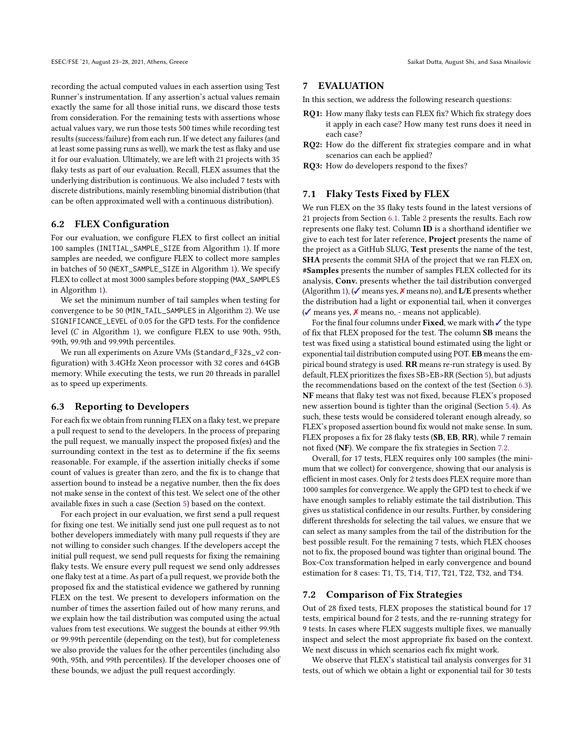recording the actual computed values in each assertion using Test Runner's instrumentation. If any assertion's actual values remain exactly the same for all those initial runs, we discard those tests from consideration. For the remaining tests with assertions whose actual values vary, we run those tests 500 times while recording test results (success/failure) from each run. If we detect any failures (and at least some passing runs as well), we mark the test as flaky and use it for our evaluation. Ultimately, we are left with 21 projects with 35 flaky tests as part of our evaluation. Recall, FLEX assumes that the underlying distribution is continuous. We also included 7 tests with discrete distributions, mainly resembling binomial distribution (that can be often approximated well with a continuous distribution).

## 6.2 FLEX Configuration

For our evaluation, we configure FLEX to first collect an initial 100 samples (`INITIAL_SAMPLE_SIZE` from Algorithm 1). If more samples are needed, we configure FLEX to collect more samples in batches of 50 (`NEXT_SAMPLE_SIZE` in Algorithm 1). We specify FLEX to collect at most 3000 samples before stopping (`MAX_SAMPLES` in Algorithm 1).

We set the minimum number of tail samples when testing for convergence to be 50 (`MIN_TAIL_SAMPLES` in Algorithm 2). We use `SIGNIFICANCE_LEVEL` of 0.05 for the GPD tests. For the confidence level ($C$ in Algorithm 1), we configure FLEX to use 90th, 95th, 99th, 99.9th and 99.99th percentiles.

We run all experiments on Azure VMs (`Standard_F32s_v2` configuration) with 3.4GHz Xeon processor with 32 cores and 64GB memory. While executing the tests, we run 20 threads in parallel as to speed up experiments.

## 6.3 Reporting to Developers

For each fix we obtain from running FLEX on a flaky test, we prepare a pull request to send to the developers. In the process of preparing the pull request, we manually inspect the proposed fix(es) and the surrounding context in the test as to determine if the fix seems reasonable. For example, if the assertion initially checks if some count of values is greater than zero, and the fix is to change that assertion bound to instead be a negative number, then the fix does not make sense in the context of this test. We select one of the other available fixes in such a case (Section 5) based on the context.

For each project in our evaluation, we first send a pull request for fixing one test. We initially send just one pull request as to not bother developers immediately with many pull requests if they are not willing to consider such changes. If the developers accept the initial pull request, we send pull requests for fixing the remaining flaky tests. We ensure every pull request we send only addresses one flaky test at a time. As part of a pull request, we provide both the proposed fix and the statistical evidence we gathered by running FLEX on the test. We present to developers information on the number of times the assertion failed out of how many reruns, and we explain how the tail distribution was computed using the actual values from test executions. We suggest the bounds at either 99.9th or 99.99th percentile (depending on the test), but for completeness we also provide the values for the other percentiles (including also 90th, 95th, and 99th percentiles). If the developer chooses one of these bounds, we adjust the pull request accordingly.

# 7 EVALUATION

In this section, we address the following research questions:

- **RQ1:** How many flaky tests can FLEX fix? Which fix strategy does it apply in each case? How many test runs does it need in each case?
- **RQ2:** How do the different fix strategies compare and in what scenarios can each be applied?
- **RQ3:** How do developers respond to the fixes?

## 7.1 Flaky Tests Fixed by FLEX

We run FLEX on the 35 flaky tests found in the latest versions of 21 projects from Section 6.1. Table 2 presents the results. Each row represents one flaky test. Column **ID** is a shorthand identifier we give to each test for later reference, **Project** presents the name of the project as a GitHub SLUG, **Test** presents the name of the test, **SHA** presents the commit SHA of the project that we ran FLEX on, **#Samples** presents the number of samples FLEX collected for its analysis, **Conv.** presents whether the tail distribution converged (Algorithm 1), (✓ means yes, ✗ means no), and **L/E** presents whether the distribution had a light or exponential tail, when it converges (✓ means yes, ✗ means no, - means not applicable).

For the final four columns under **Fixed**, we mark with ✓ the type of fix that FLEX proposed for the test. The column **SB** means the test was fixed using a statistical bound estimated using the light or exponential tail distribution computed using POT. **EB** means the empirical bound strategy is used. **RR** means re-run strategy is used. By default, FLEX prioritizes the fixes SB>EB>RR (Section 5), but adjusts the recommendations based on the context of the test (Section 6.3). **NF** means that flaky test was not fixed, because FLEX's proposed new assertion bound is tighter than the original (Section 5.4). As such, these tests would be considered tolerant enough already, so FLEX's proposed assertion bound fix would not make sense. In sum, FLEX proposes a fix for 28 flaky tests (**SB**, **EB**, **RR**), while 7 remain not fixed (**NF**). We compare the fix strategies in Section 7.2.

Overall, for 17 tests, FLEX requires only 100 samples (the minimum that we collect) for convergence, showing that our analysis is efficient in most cases. Only for 2 tests does FLEX require more than 1000 samples for convergence. We apply the GPD test to check if we have enough samples to reliably estimate the tail distribution. This gives us statistical confidence in our results. Further, by considering different thresholds for selecting the tail values, we ensure that we can select as many samples from the tail of the distribution for the best possible result. For the remaining 7 tests, which FLEX chooses not to fix, the proposed bound was tighter than original bound. The Box-Cox transformation helped in early convergence and bound estimation for 8 cases: T1, T5, T14, T17, T21, T22, T32, and T34.

## 7.2 Comparison of Fix Strategies

Out of 28 fixed tests, FLEX proposes the statistical bound for 17 tests, empirical bound for 2 tests, and the re-running strategy for 9 tests. In cases where FLEX suggests multiple fixes, we manually inspect and select the most appropriate fix based on the context. We next discuss in which scenarios each fix might work.

We observe that FLEX's statistical tail analysis converges for 31 tests, out of which we obtain a light or exponential tail for 30 tests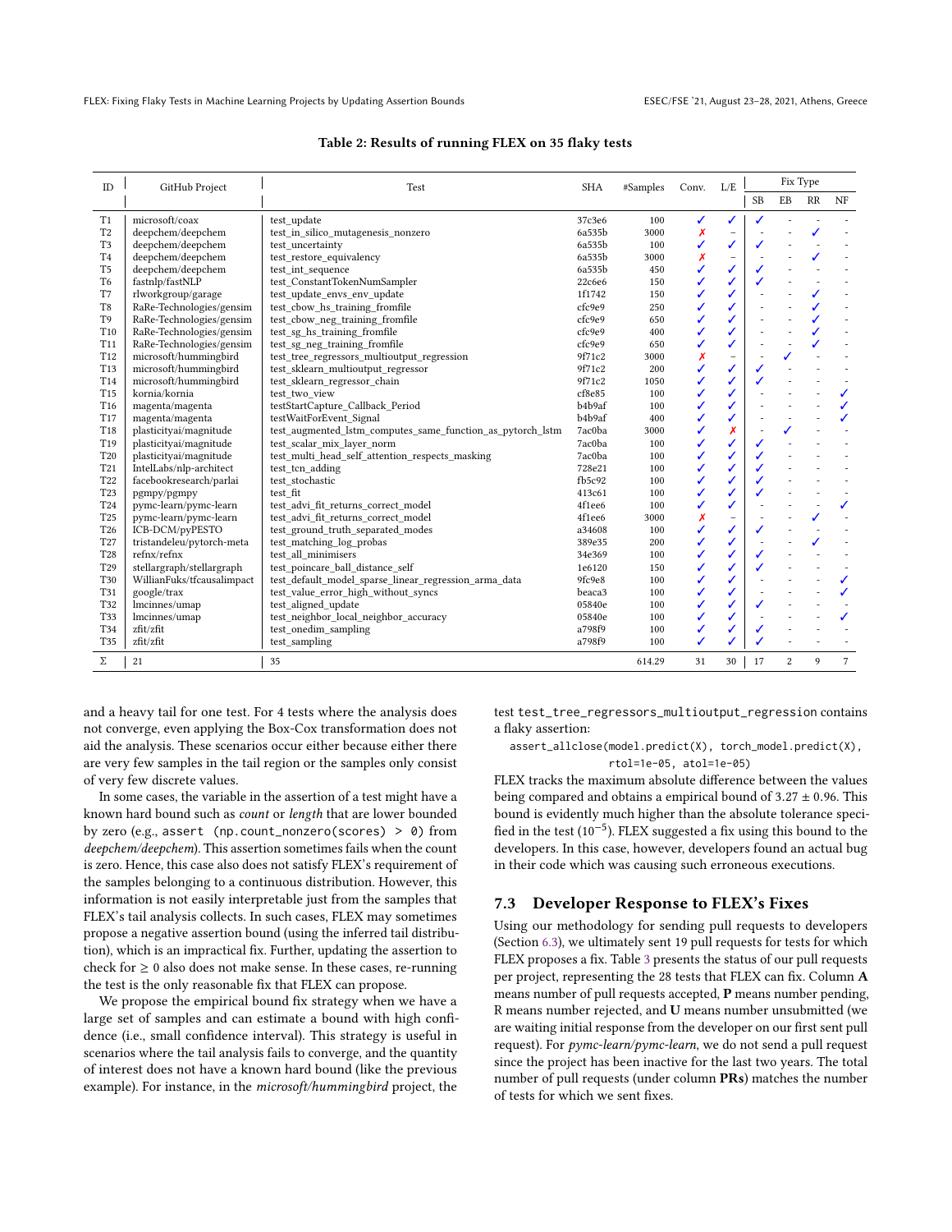**Table 2: Results of running FLEX on 35 flaky tests**

| ID | GitHub Project | Test | SHA | #Samples | Conv. | L/E | Fix Type | | | |
|---|---|---|---|---|---|---|---|---|---|---|
| | | | | | | | SB | EB | RR | NF |
| T1 | microsoft/coax | test_update | 37c3e6 | 100 | ✓ | ✓ | ✓ | - | - | - |
| T2 | deepchem/deepchem | test_in_silico_mutagenesis_nonzero | 6a535b | 3000 | ✗ | – | - | - | ✓ | - |
| T3 | deepchem/deepchem | test_uncertainty | 6a535b | 100 | ✓ | ✓ | ✓ | - | - | - |
| T4 | deepchem/deepchem | test_restore_equivalency | 6a535b | 3000 | ✗ | – | - | - | ✓ | - |
| T5 | deepchem/deepchem | test_int_sequence | 6a535b | 450 | ✓ | ✓ | ✓ | - | - | - |
| T6 | fastnlp/fastNLP | test_ConstantTokenNumSampler | 22c6e6 | 150 | ✓ | ✓ | ✓ | - | - | - |
| T7 | rlworkgroup/garage | test_update_envs_env_update | 1f1742 | 150 | ✓ | ✓ | - | - | ✓ | - |
| T8 | RaRe-Technologies/gensim | test_cbow_hs_training_fromfile | cfc9e9 | 250 | ✓ | ✓ | - | - | ✓ | - |
| T9 | RaRe-Technologies/gensim | test_cbow_neg_training_fromfile | cfc9e9 | 650 | ✓ | ✓ | - | - | ✓ | - |
| T10 | RaRe-Technologies/gensim | test_sg_hs_training_fromfile | cfc9e9 | 400 | ✓ | ✓ | - | - | ✓ | - |
| T11 | RaRe-Technologies/gensim | test_sg_neg_training_fromfile | cfc9e9 | 650 | ✓ | ✓ | - | - | ✓ | - |
| T12 | microsoft/hummingbird | test_tree_regressors_multioutput_regression | 9f71c2 | 3000 | ✗ | – | - | ✓ | - | - |
| T13 | microsoft/hummingbird | test_sklearn_multioutput_regressor | 9f71c2 | 200 | ✓ | ✓ | ✓ | - | - | - |
| T14 | microsoft/hummingbird | test_sklearn_regressor_chain | 9f71c2 | 1050 | ✓ | ✓ | ✓ | - | - | - |
| T15 | kornia/kornia | test_two_view | cf8e85 | 100 | ✓ | ✓ | - | - | - | ✓ |
| T16 | magenta/magenta | testStartCapture_Callback_Period | b4b9af | 100 | ✓ | ✓ | - | - | - | ✓ |
| T17 | magenta/magenta | testWaitForEvent_Signal | b4b9af | 400 | ✓ | ✓ | - | - | - | ✓ |
| T18 | plasticityai/magnitude | test_augmented_lstm_computes_same_function_as_pytorch_lstm | 7ac0ba | 3000 | ✓ | ✗ | - | ✓ | - | - |
| T19 | plasticityai/magnitude | test_scalar_mix_layer_norm | 7ac0ba | 100 | ✓ | ✓ | ✓ | - | - | - |
| T20 | plasticityai/magnitude | test_multi_head_self_attention_respects_masking | 7ac0ba | 100 | ✓ | ✓ | ✓ | - | - | - |
| T21 | IntelLabs/nlp-architect | test_tcn_adding | 728e21 | 100 | ✓ | ✓ | ✓ | - | - | - |
| T22 | facebookresearch/parlai | test_stochastic | fb5c92 | 100 | ✓ | ✓ | ✓ | - | - | - |
| T23 | pgmpy/pgmpy | test_fit | 413c61 | 100 | ✓ | ✓ | ✓ | - | - | - |
| T24 | pymc-learn/pymc-learn | test_advi_fit_returns_correct_model | 4f1ee6 | 100 | ✓ | ✓ | - | - | - | ✓ |
| T25 | pymc-learn/pymc-learn | test_advi_fit_returns_correct_model | 4f1ee6 | 3000 | ✗ | – | - | - | ✓ | - |
| T26 | ICB-DCM/pyPESTO | test_ground_truth_separated_modes | a34608 | 100 | ✓ | ✓ | ✓ | - | - | - |
| T27 | tristandeleu/pytorch-meta | test_matching_log_probas | 389e35 | 200 | ✓ | ✓ | - | - | ✓ | - |
| T28 | refnx/refnx | test_all_minimisers | 34e369 | 100 | ✓ | ✓ | ✓ | - | - | - |
| T29 | stellargraph/stellargraph | test_poincare_ball_distance_self | 1e6120 | 150 | ✓ | ✓ | ✓ | - | - | - |
| T30 | WillianFuks/tfcausalimpact | test_default_model_sparse_linear_regression_arma_data | 9fc9e8 | 100 | ✓ | ✓ | - | - | - | ✓ |
| T31 | google/trax | test_value_error_high_without_syncs | beaca3 | 100 | ✓ | ✓ | - | - | - | ✓ |
| T32 | lmcinnes/umap | test_aligned_update | 05840e | 100 | ✓ | ✓ | ✓ | - | - | - |
| T33 | lmcinnes/umap | test_neighbor_local_neighbor_accuracy | 05840e | 100 | ✓ | ✓ | - | - | - | ✓ |
| T34 | zfit/zfit | test_onedim_sampling | a798f9 | 100 | ✓ | ✓ | ✓ | - | - | - |
| T35 | zfit/zfit | test_sampling | a798f9 | 100 | ✓ | ✓ | ✓ | - | - | - |
| Σ | 21 | 35 | | 614.29 | 31 | 30 | 17 | 2 | 9 | 7 |

and a heavy tail for one test. For 4 tests where the analysis does not converge, even applying the Box-Cox transformation does not aid the analysis. These scenarios occur either because either there are very few samples in the tail region or the samples only consist of very few discrete values.

In some cases, the variable in the assertion of a test might have a known hard bound such as *count* or *length* that are lower bounded by zero (e.g., `assert (np.count_nonzero(scores) > 0)` from *deepchem/deepchem*). This assertion sometimes fails when the count is zero. Hence, this case also does not satisfy FLEX's requirement of the samples belonging to a continuous distribution. However, this information is not easily interpretable just from the samples that FLEX's tail analysis collects. In such cases, FLEX may sometimes propose a negative assertion bound (using the inferred tail distribution), which is an impractical fix. Further, updating the assertion to check for $\geq 0$ also does not make sense. In these cases, re-running the test is the only reasonable fix that FLEX can propose.

We propose the empirical bound fix strategy when we have a large set of samples and can estimate a bound with high confidence (i.e., small confidence interval). This strategy is useful in scenarios where the tail analysis fails to converge, and the quantity of interest does not have a known hard bound (like the previous example). For instance, in the *microsoft/hummingbird* project, the test `test_tree_regressors_multioutput_regression` contains a flaky assertion:

```
assert_allclose(model.predict(X), torch_model.predict(X),
                rtol=1e-05, atol=1e-05)
```

FLEX tracks the maximum absolute difference between the values being compared and obtains a empirical bound of $3.27 \pm 0.96$. This bound is evidently much higher than the absolute tolerance specified in the test ($10^{-5}$). FLEX suggested a fix using this bound to the developers. In this case, however, developers found an actual bug in their code which was causing such erroneous executions.

### 7.3 Developer Response to FLEX's Fixes

Using our methodology for sending pull requests to developers (Section 6.3), we ultimately sent 19 pull requests for tests for which FLEX proposes a fix. Table 3 presents the status of our pull requests per project, representing the 28 tests that FLEX can fix. Column **A** means number of pull requests accepted, **P** means number pending, R means number rejected, and **U** means number unsubmitted (we are waiting initial response from the developer on our first sent pull request). For *pymc-learn/pymc-learn*, we do not send a pull request since the project has been inactive for the last two years. The total number of pull requests (under column **PRs**) matches the number of tests for which we sent fixes.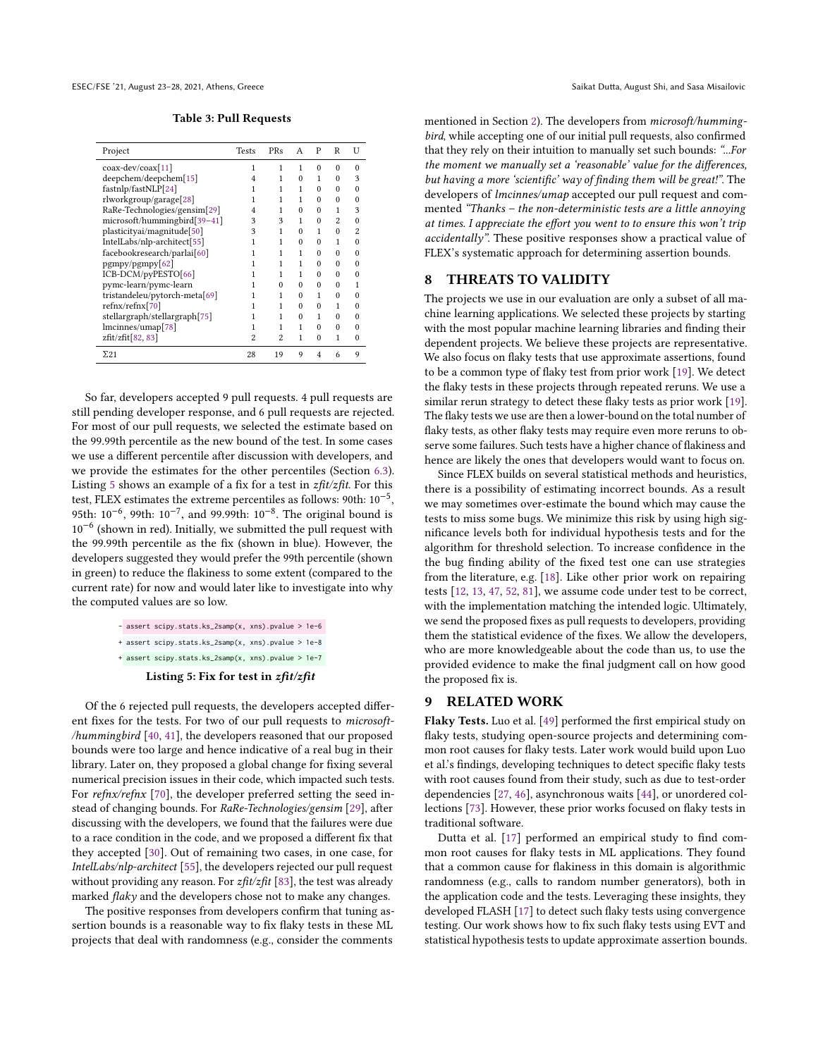**Table 3: Pull Requests**

| Project | Tests | PRs | A | P | R | U |
|---|---|---|---|---|---|---|
| coax-dev/coax[11] | 1 | 1 | 1 | 0 | 0 | 0 |
| deepchem/deepchem[15] | 4 | 1 | 0 | 1 | 0 | 3 |
| fastnlp/fastNLP[24] | 1 | 1 | 1 | 0 | 0 | 0 |
| rlworkgroup/garage[28] | 1 | 1 | 1 | 0 | 0 | 0 |
| RaRe-Technologies/gensim[29] | 4 | 1 | 0 | 0 | 1 | 3 |
| microsoft/hummingbird[39–41] | 3 | 3 | 1 | 0 | 2 | 0 |
| plasticityai/magnitude[50] | 3 | 1 | 0 | 1 | 0 | 2 |
| IntelLabs/nlp-architect[55] | 1 | 1 | 0 | 0 | 1 | 0 |
| facebookresearch/parlai[60] | 1 | 1 | 1 | 0 | 0 | 0 |
| pgmpy/pgmpy[62] | 1 | 1 | 1 | 0 | 0 | 0 |
| ICB-DCM/pyPESTO[66] | 1 | 1 | 1 | 0 | 0 | 0 |
| pymc-learn/pymc-learn | 1 | 0 | 0 | 0 | 0 | 1 |
| tristandeleu/pytorch-meta[69] | 1 | 1 | 0 | 1 | 0 | 0 |
| refnx/refnx[70] | 1 | 1 | 0 | 0 | 1 | 0 |
| stellargraph/stellargraph[75] | 1 | 1 | 0 | 1 | 0 | 0 |
| lmcinnes/umap[78] | 1 | 1 | 1 | 0 | 0 | 0 |
| zfit/zfit[82, 83] | 2 | 2 | 1 | 0 | 1 | 0 |
| Σ21 | 28 | 19 | 9 | 4 | 6 | 9 |

So far, developers accepted 9 pull requests. 4 pull requests are still pending developer response, and 6 pull requests are rejected. For most of our pull requests, we selected the estimate based on the 99.99th percentile as the new bound of the test. In some cases we use a different percentile after discussion with developers, and we provide the estimates for the other percentiles (Section 6.3). Listing 5 shows an example of a fix for a test in *zfit/zfit*. For this test, FLEX estimates the extreme percentiles as follows: 90th: $10^{-5}$, 95th: $10^{-6}$, 99th: $10^{-7}$, and 99.99th: $10^{-8}$. The original bound is $10^{-6}$ (shown in red). Initially, we submitted the pull request with the 99.99th percentile as the fix (shown in blue). However, the developers suggested they would prefer the 99th percentile (shown in green) to reduce the flakiness to some extent (compared to the current rate) for now and would later like to investigate into why the computed values are so low.

```
- assert scipy.stats.ks_2samp(x, xns).pvalue > 1e-6
+ assert scipy.stats.ks_2samp(x, xns).pvalue > 1e-8
+ assert scipy.stats.ks_2samp(x, xns).pvalue > 1e-7
```

**Listing 5: Fix for test in *zfit/zfit***

Of the 6 rejected pull requests, the developers accepted different fixes for the tests. For two of our pull requests to *microsoft-/hummingbird* [40, 41], the developers reasoned that our proposed bounds were too large and hence indicative of a real bug in their library. Later on, they proposed a global change for fixing several numerical precision issues in their code, which impacted such tests. For *refnx/refnx* [70], the developer preferred setting the seed instead of changing bounds. For *RaRe-Technologies/gensim* [29], after discussing with the developers, we found that the failures were due to a race condition in the code, and we proposed a different fix that they accepted [30]. Out of remaining two cases, in one case, for *IntelLabs/nlp-architect* [55], the developers rejected our pull request without providing any reason. For *zfit/zfit* [83], the test was already marked *flaky* and the developers chose not to make any changes.

The positive responses from developers confirm that tuning assertion bounds is a reasonable way to fix flaky tests in these ML projects that deal with randomness (e.g., consider the comments mentioned in Section 2). The developers from *microsoft/hummingbird*, while accepting one of our initial pull requests, also confirmed that they rely on their intuition to manually set such bounds: *"...For the moment we manually set a 'reasonable' value for the differences, but having a more 'scientific' way of finding them will be great!"*. The developers of *lmcinnes/umap* accepted our pull request and commented *"Thanks – the non-deterministic tests are a little annoying at times. I appreciate the effort you went to to ensure this won't trip accidentally"*. These positive responses show a practical value of FLEX's systematic approach for determining assertion bounds.

## 8 THREATS TO VALIDITY

The projects we use in our evaluation are only a subset of all machine learning applications. We selected these projects by starting with the most popular machine learning libraries and finding their dependent projects. We believe these projects are representative. We also focus on flaky tests that use approximate assertions, found to be a common type of flaky test from prior work [19]. We detect the flaky tests in these projects through repeated reruns. We use a similar rerun strategy to detect these flaky tests as prior work [19]. The flaky tests we use are then a lower-bound on the total number of flaky tests, as other flaky tests may require even more reruns to observe some failures. Such tests have a higher chance of flakiness and hence are likely the ones that developers would want to focus on.

Since FLEX builds on several statistical methods and heuristics, there is a possibility of estimating incorrect bounds. As a result we may sometimes over-estimate the bound which may cause the tests to miss some bugs. We minimize this risk by using high significance levels both for individual hypothesis tests and for the algorithm for threshold selection. To increase confidence in the the bug finding ability of the fixed test one can use strategies from the literature, e.g. [18]. Like other prior work on repairing tests [12, 13, 47, 52, 81], we assume code under test to be correct, with the implementation matching the intended logic. Ultimately, we send the proposed fixes as pull requests to developers, providing them the statistical evidence of the fixes. We allow the developers, who are more knowledgeable about the code than us, to use the provided evidence to make the final judgment call on how good the proposed fix is.

## 9 RELATED WORK

**Flaky Tests.** Luo et al. [49] performed the first empirical study on flaky tests, studying open-source projects and determining common root causes for flaky tests. Later work would build upon Luo et al.'s findings, developing techniques to detect specific flaky tests with root causes found from their study, such as due to test-order dependencies [27, 46], asynchronous waits [44], or unordered collections [73]. However, these prior works focused on flaky tests in traditional software.

Dutta et al. [17] performed an empirical study to find common root causes for flaky tests in ML applications. They found that a common cause for flakiness in this domain is algorithmic randomness (e.g., calls to random number generators), both in the application code and the tests. Leveraging these insights, they developed FLASH [17] to detect such flaky tests using convergence testing. Our work shows how to fix such flaky tests using EVT and statistical hypothesis tests to update approximate assertion bounds.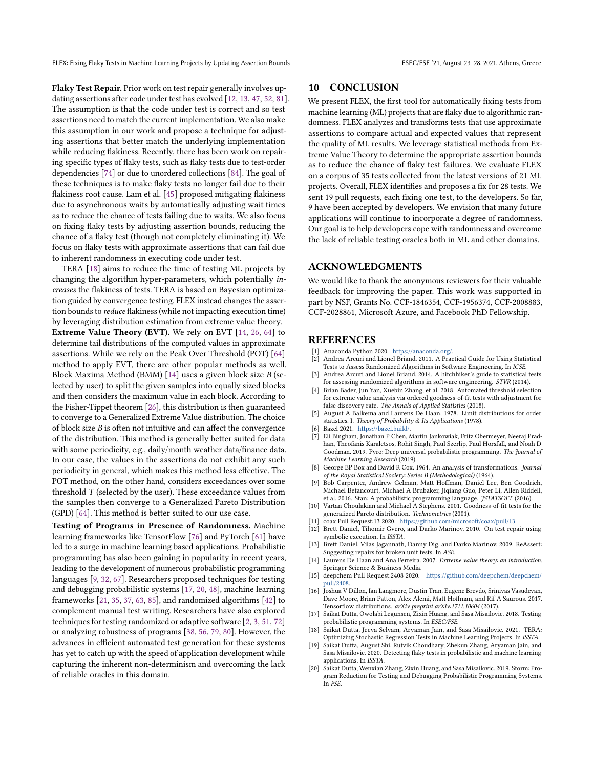**Flaky Test Repair.** Prior work on test repair generally involves updating assertions after code under test has evolved [12, 13, 47, 52, 81]. The assumption is that the code under test is correct and so test assertions need to match the current implementation. We also make this assumption in our work and propose a technique for adjusting assertions that better match the underlying implementation while reducing flakiness. Recently, there has been work on repairing specific types of flaky tests, such as flaky tests due to test-order dependencies [74] or due to unordered collections [84]. The goal of these techniques is to make flaky tests no longer fail due to their flakiness root cause. Lam et al. [45] proposed mitigating flakiness due to asynchronous waits by automatically adjusting wait times as to reduce the chance of tests failing due to waits. We also focus on fixing flaky tests by adjusting assertion bounds, reducing the chance of a flaky test (though not completely eliminating it). We focus on flaky tests with approximate assertions that can fail due to inherent randomness in executing code under test.

TERA [18] aims to reduce the time of testing ML projects by changing the algorithm hyper-parameters, which potentially *increases* the flakiness of tests. TERA is based on Bayesian optimization guided by convergence testing. FLEX instead changes the assertion bounds to *reduce* flakiness (while not impacting execution time) by leveraging distribution estimation from extreme value theory.

**Extreme Value Theory (EVT).** We rely on EVT [14, 26, 64] to determine tail distributions of the computed values in approximate assertions. While we rely on the Peak Over Threshold (POT) [64] method to apply EVT, there are other popular methods as well. Block Maxima Method (BMM) [14] uses a given block size $B$ (selected by user) to split the given samples into equally sized blocks and then considers the maximum value in each block. According to the Fisher-Tippet theorem [26], this distribution is then guaranteed to converge to a Generalized Extreme Value distribution. The choice of block size $B$ is often not intuitive and can affect the convergence of the distribution. This method is generally better suited for data with some periodicity, e.g., daily/month weather data/finance data. In our case, the values in the assertions do not exhibit any such periodicity in general, which makes this method less effective. The POT method, on the other hand, considers exceedances over some threshold $T$ (selected by the user). These exceedance values from the samples then converge to a Generalized Pareto Distribution (GPD) [64]. This method is better suited to our use case.

**Testing of Programs in Presence of Randomness.** Machine learning frameworks like TensorFlow [76] and PyTorch [61] have led to a surge in machine learning based applications. Probabilistic programming has also been gaining in popularity in recent years, leading to the development of numerous probabilistic programming languages [9, 32, 67]. Researchers proposed techniques for testing and debugging probabilistic systems [17, 20, 48], machine learning frameworks [21, 35, 37, 63, 85], and randomized algorithms [42] to complement manual test writing. Researchers have also explored techniques for testing randomized or adaptive software [2, 3, 51, 72] or analyzing robustness of programs [38, 56, 79, 80]. However, the advances in efficient automated test generation for these systems has yet to catch up with the speed of application development while capturing the inherent non-determinism and overcoming the lack of reliable oracles in this domain.

## 10 CONCLUSION

We present FLEX, the first tool for automatically fixing tests from machine learning (ML) projects that are flaky due to algorithmic randomness. FLEX analyzes and transforms tests that use approximate assertions to compare actual and expected values that represent the quality of ML results. We leverage statistical methods from Extreme Value Theory to determine the appropriate assertion bounds as to reduce the chance of flaky test failures. We evaluate FLEX on a corpus of 35 tests collected from the latest versions of 21 ML projects. Overall, FLEX identifies and proposes a fix for 28 tests. We sent 19 pull requests, each fixing one test, to the developers. So far, 9 have been accepted by developers. We envision that many future applications will continue to incorporate a degree of randomness. Our goal is to help developers cope with randomness and overcome the lack of reliable testing oracles both in ML and other domains.

## ACKNOWLEDGMENTS

We would like to thank the anonymous reviewers for their valuable feedback for improving the paper. This work was supported in part by NSF, Grants No. CCF-1846354, CCF-1956374, CCF-2008883, CCF-2028861, Microsoft Azure, and Facebook PhD Fellowship.

## REFERENCES

- [1] Anaconda Python 2020. https://anaconda.org/.
- [2] Andrea Arcuri and Lionel Briand. 2011. A Practical Guide for Using Statistical Tests to Assess Randomized Algorithms in Software Engineering. In *ICSE*.
- [3] Andrea Arcuri and Lionel Briand. 2014. A hitchhiker's guide to statistical tests for assessing randomized algorithms in software engineering. *STVR* (2014).
- [4] Brian Bader, Jun Yan, Xuebin Zhang, et al. 2018. Automated threshold selection for extreme value analysis via ordered goodness-of-fit tests with adjustment for false discovery rate. *The Annals of Applied Statistics* (2018).
- [5] August A Balkema and Laurens De Haan. 1978. Limit distributions for order statistics. I. *Theory of Probability & Its Applications* (1978).
- [6] Bazel 2021. https://bazel.build/.
- [7] Eli Bingham, Jonathan P Chen, Martin Jankowiak, Fritz Obermeyer, Neeraj Pradhan, Theofanis Karaletsos, Rohit Singh, Paul Szerlip, Paul Horsfall, and Noah D Goodman. 2019. Pyro: Deep universal probabilistic programming. *The Journal of Machine Learning Research* (2019).
- [8] George EP Box and David R Cox. 1964. An analysis of transformations. *Journal of the Royal Statistical Society: Series B (Methodological)* (1964).
- [9] Bob Carpenter, Andrew Gelman, Matt Hoffman, Daniel Lee, Ben Goodrich, Michael Betancourt, Michael A Brubaker, Jiqiang Guo, Peter Li, Allen Riddell, et al. 2016. Stan: A probabilistic programming language. *JSTATSOFT* (2016).
- [10] Vartan Choulakian and Michael A Stephens. 2001. Goodness-of-fit tests for the generalized Pareto distribution. *Technometrics* (2001).
- [11] coax Pull Request:13 2020. https://github.com/microsoft/coax/pull/13.
- [12] Brett Daniel, Tihomir Gvero, and Darko Marinov. 2010. On test repair using symbolic execution. In *ISSTA*.
- [13] Brett Daniel, Vilas Jagannath, Danny Dig, and Darko Marinov. 2009. ReAssert: Suggesting repairs for broken unit tests. In *ASE*.
- [14] Laurens De Haan and Ana Ferreira. 2007. *Extreme value theory: an introduction*. Springer Science & Business Media.
- [15] deepchem Pull Request:2408 2020. https://github.com/deepchem/deepchem/pull/2408.
- [16] Joshua V Dillon, Ian Langmore, Dustin Tran, Eugene Brevdo, Srinivas Vasudevan, Dave Moore, Brian Patton, Alex Alemi, Matt Hoffman, and Rif A Saurous. 2017. Tensorflow distributions. *arXiv preprint arXiv:1711.10604* (2017).
- [17] Saikat Dutta, Owolabi Legunsen, Zixin Huang, and Sasa Misailovic. 2018. Testing probabilistic programming systems. In *ESEC/FSE*.
- [18] Saikat Dutta, Jeeva Selvam, Aryaman Jain, and Sasa Misailovic. 2021. TERA: Optimizing Stochastic Regression Tests in Machine Learning Projects. In *ISSTA*.
- [19] Saikat Dutta, August Shi, Rutvik Choudhary, Zhekun Zhang, Aryaman Jain, and Sasa Misailovic. 2020. Detecting flaky tests in probabilistic and machine learning applications. In *ISSTA*.
- [20] Saikat Dutta, Wenxian Zhang, Zixin Huang, and Sasa Misailovic. 2019. Storm: Program Reduction for Testing and Debugging Probabilistic Programming Systems. In *FSE*.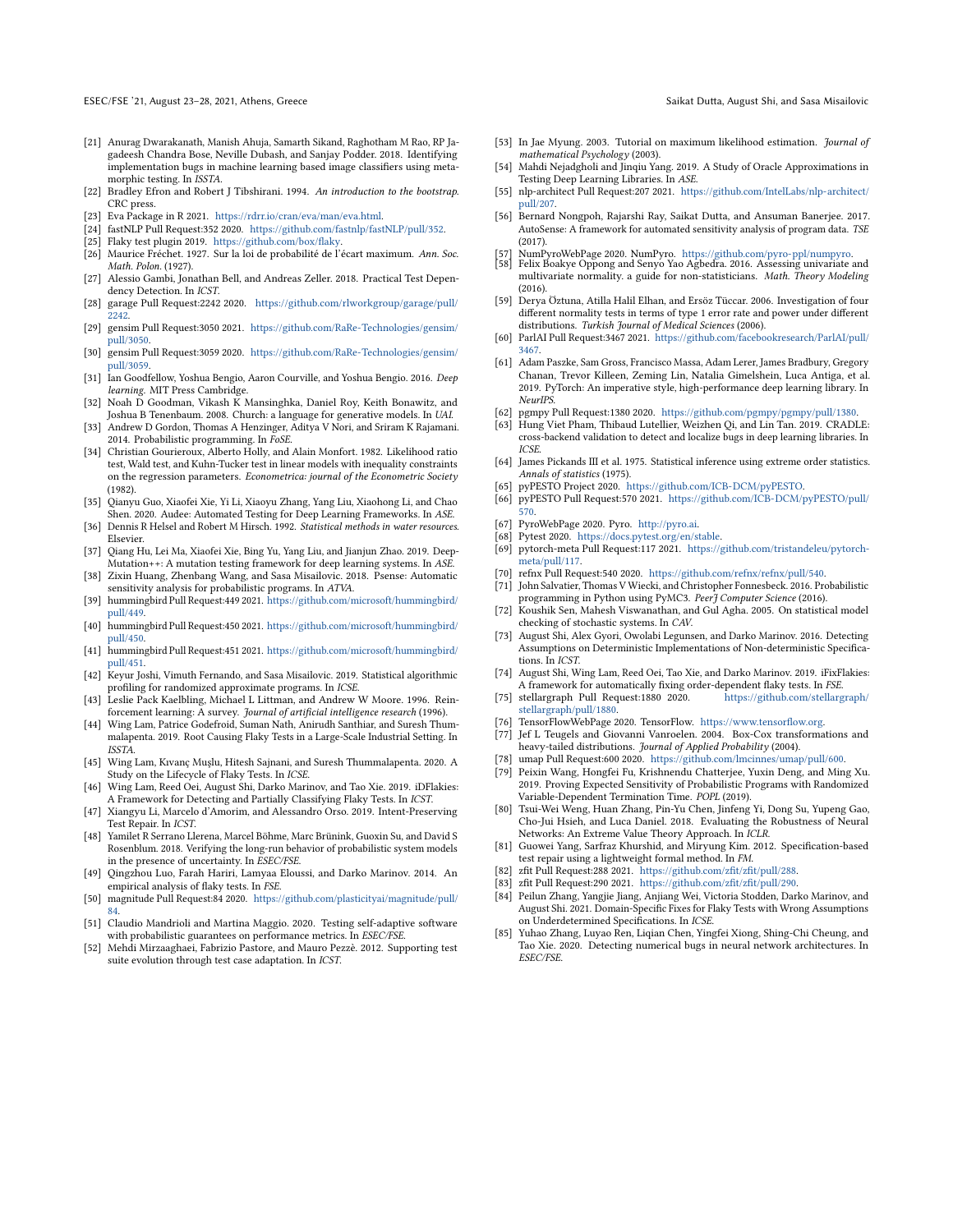[21] Anurag Dwarakanath, Manish Ahuja, Samarth Sikand, Raghotham M Rao, RP Jagadeesh Chandra Bose, Neville Dubash, and Sanjay Podder. 2018. Identifying implementation bugs in machine learning based image classifiers using metamorphic testing. In *ISSTA*.

[22] Bradley Efron and Robert J Tibshirani. 1994. *An introduction to the bootstrap*. CRC press.

[23] Eva Package in R 2021. https://rdrr.io/cran/eva/man/eva.html.

[24] fastNLP Pull Request:352 2020. https://github.com/fastnlp/fastNLP/pull/352.

[25] Flaky test plugin 2019. https://github.com/box/flaky.

[26] Maurice Fréchet. 1927. Sur la loi de probabilité de l'écart maximum. *Ann. Soc. Math. Polon.* (1927).

[27] Alessio Gambi, Jonathan Bell, and Andreas Zeller. 2018. Practical Test Dependency Detection. In *ICST*.

[28] garage Pull Request:2242 2020. https://github.com/rlworkgroup/garage/pull/2242.

[29] gensim Pull Request:3050 2021. https://github.com/RaRe-Technologies/gensim/pull/3050.

[30] gensim Pull Request:3059 2020. https://github.com/RaRe-Technologies/gensim/pull/3059.

[31] Ian Goodfellow, Yoshua Bengio, Aaron Courville, and Yoshua Bengio. 2016. *Deep learning*. MIT Press Cambridge.

[32] Noah D Goodman, Vikash K Mansinghka, Daniel Roy, Keith Bonawitz, and Joshua B Tenenbaum. 2008. Church: a language for generative models. In *UAI*.

[33] Andrew D Gordon, Thomas A Henzinger, Aditya V Nori, and Sriram K Rajamani. 2014. Probabilistic programming. In *FoSE*.

[34] Christian Gourieroux, Alberto Holly, and Alain Monfort. 1982. Likelihood ratio test, Wald test, and Kuhn-Tucker test in linear models with inequality constraints on the regression parameters. *Econometrica: journal of the Econometric Society* (1982).

[35] Qianyu Guo, Xiaofei Xie, Yi Li, Xiaoyu Zhang, Yang Liu, Xiaohong Li, and Chao Shen. 2020. Audee: Automated Testing for Deep Learning Frameworks. In *ASE*.

[36] Dennis R Helsel and Robert M Hirsch. 1992. *Statistical methods in water resources*. Elsevier.

[37] Qiang Hu, Lei Ma, Xiaofei Xie, Bing Yu, Yang Liu, and Jianjun Zhao. 2019. DeepMutation++: A mutation testing framework for deep learning systems. In *ASE*.

[38] Zixin Huang, Zhenbang Wang, and Sasa Misailovic. 2018. Psense: Automatic sensitivity analysis for probabilistic programs. In *ATVA*.

[39] hummingbird Pull Request:449 2021. https://github.com/microsoft/hummingbird/pull/449.

[40] hummingbird Pull Request:450 2021. https://github.com/microsoft/hummingbird/pull/450.

[41] hummingbird Pull Request:451 2021. https://github.com/microsoft/hummingbird/pull/451.

[42] Keyur Joshi, Vimuth Fernando, and Sasa Misailovic. 2019. Statistical algorithmic profiling for randomized approximate programs. In *ICSE*.

[43] Leslie Pack Kaelbling, Michael L Littman, and Andrew W Moore. 1996. Reinforcement learning: A survey. *Journal of artificial intelligence research* (1996).

[44] Wing Lam, Patrice Godefroid, Suman Nath, Anirudh Santhiar, and Suresh Thummalapenta. 2019. Root Causing Flaky Tests in a Large-Scale Industrial Setting. In *ISSTA*.

[45] Wing Lam, Kıvanç Muşlu, Hitesh Sajnani, and Suresh Thummalapenta. 2020. A Study on the Lifecycle of Flaky Tests. In *ICSE*.

[46] Wing Lam, Reed Oei, August Shi, Darko Marinov, and Tao Xie. 2019. iDFlakies: A Framework for Detecting and Partially Classifying Flaky Tests. In *ICST*.

[47] Xiangyu Li, Marcelo d'Amorim, and Alessandro Orso. 2019. Intent-Preserving Test Repair. In *ICST*.

[48] Yamilet R Serrano Llerena, Marcel Böhme, Marc Brünink, Guoxin Su, and David S Rosenblum. 2018. Verifying the long-run behavior of probabilistic system models in the presence of uncertainty. In *ESEC/FSE*.

[49] Qingzhou Luo, Farah Hariri, Lamyaa Eloussi, and Darko Marinov. 2014. An empirical analysis of flaky tests. In *FSE*.

[50] magnitude Pull Request:84 2020. https://github.com/plasticityai/magnitude/pull/84.

[51] Claudio Mandrioli and Martina Maggio. 2020. Testing self-adaptive software with probabilistic guarantees on performance metrics. In *ESEC/FSE*.

[52] Mehdi Mirzaaghaei, Fabrizio Pastore, and Mauro Pezzè. 2012. Supporting test suite evolution through test case adaptation. In *ICST*.

[53] In Jae Myung. 2003. Tutorial on maximum likelihood estimation. *Journal of mathematical Psychology* (2003).

[54] Mahdi Nejadgholi and Jinqiu Yang. 2019. A Study of Oracle Approximations in Testing Deep Learning Libraries. In *ASE*.

[55] nlp-architect Pull Request:207 2021. https://github.com/IntelLabs/nlp-architect/pull/207.

[56] Bernard Nongpoh, Rajarshi Ray, Saikat Dutta, and Ansuman Banerjee. 2017. AutoSense: A framework for automated sensitivity analysis of program data. *TSE* (2017).

[57] NumPyroWebPage 2020. NumPyro. https://github.com/pyro-ppl/numpyro.

[58] Felix Boakye Oppong and Senyo Yao Agbedra. 2016. Assessing univariate and multivariate normality. a guide for non-statisticians. *Math. Theory Modeling* (2016).

[59] Derya Öztuna, Atilla Halil Elhan, and Ersöz Tüccar. 2006. Investigation of four different normality tests in terms of type 1 error rate and power under different distributions. *Turkish Journal of Medical Sciences* (2006).

[60] ParlAI Pull Request:3467 2021. https://github.com/facebookresearch/ParlAI/pull/3467.

[61] Adam Paszke, Sam Gross, Francisco Massa, Adam Lerer, James Bradbury, Gregory Chanan, Trevor Killeen, Zeming Lin, Natalia Gimelshein, Luca Antiga, et al. 2019. PyTorch: An imperative style, high-performance deep learning library. In *NeurIPS*.

[62] pgmpy Pull Request:1380 2020. https://github.com/pgmpy/pgmpy/pull/1380.

[63] Hung Viet Pham, Thibaud Lutellier, Weizhen Qi, and Lin Tan. 2019. CRADLE: cross-backend validation to detect and localize bugs in deep learning libraries. In *ICSE*.

[64] James Pickands III et al. 1975. Statistical inference using extreme order statistics. *Annals of statistics* (1975).

[65] pyPESTO Project 2020. https://github.com/ICB-DCM/pyPESTO.

[66] pyPESTO Pull Request:570 2021. https://github.com/ICB-DCM/pyPESTO/pull/570.

[67] PyroWebPage 2020. Pyro. http://pyro.ai.

[68] Pytest 2020. https://docs.pytest.org/en/stable.

[69] pytorch-meta Pull Request:117 2021. https://github.com/tristandeleu/pytorch-meta/pull/117.

[70] refnx Pull Request:540 2020. https://github.com/refnx/refnx/pull/540.

[71] John Salvatier, Thomas V Wiecki, and Christopher Fonnesbeck. 2016. Probabilistic programming in Python using PyMC3. *PeerJ Computer Science* (2016).

[72] Koushik Sen, Mahesh Viswanathan, and Gul Agha. 2005. On statistical model checking of stochastic systems. In *CAV*.

[73] August Shi, Alex Gyori, Owolabi Legunsen, and Darko Marinov. 2016. Detecting Assumptions on Deterministic Implementations of Non-deterministic Specifications. In *ICST*.

[74] August Shi, Wing Lam, Reed Oei, Tao Xie, and Darko Marinov. 2019. iFixFlakies: A framework for automatically fixing order-dependent flaky tests. In *FSE*.

[75] stellargraph Pull Request:1880 2020. https://github.com/stellargraph/stellargraph/pull/1880.

[76] TensorFlowWebPage 2020. TensorFlow. https://www.tensorflow.org.

[77] Jef L Teugels and Giovanni Vanroelen. 2004. Box-Cox transformations and heavy-tailed distributions. *Journal of Applied Probability* (2004).

[78] umap Pull Request:600 2020. https://github.com/lmcinnes/umap/pull/600.

[79] Peixin Wang, Hongfei Fu, Krishnendu Chatterjee, Yuxin Deng, and Ming Xu. 2019. Proving Expected Sensitivity of Probabilistic Programs with Randomized Variable-Dependent Termination Time. *POPL* (2019).

[80] Tsui-Wei Weng, Huan Zhang, Pin-Yu Chen, Jinfeng Yi, Dong Su, Yupeng Gao, Cho-Jui Hsieh, and Luca Daniel. 2018. Evaluating the Robustness of Neural Networks: An Extreme Value Theory Approach. In *ICLR*.

[81] Guowei Yang, Sarfraz Khurshid, and Miryung Kim. 2012. Specification-based test repair using a lightweight formal method. In *FM*.

[82] zfit Pull Request:288 2021. https://github.com/zfit/zfit/pull/288.

[83] zfit Pull Request:290 2021. https://github.com/zfit/zfit/pull/290.

[84] Peilun Zhang, Yangjie Jiang, Anjiang Wei, Victoria Stodden, Darko Marinov, and August Shi. 2021. Domain-Specific Fixes for Flaky Tests with Wrong Assumptions on Underdetermined Specifications. In *ICSE*.

[85] Yuhao Zhang, Luyao Ren, Liqian Chen, Yingfei Xiong, Shing-Chi Cheung, and Tao Xie. 2020. Detecting numerical bugs in neural network architectures. In *ESEC/FSE*.